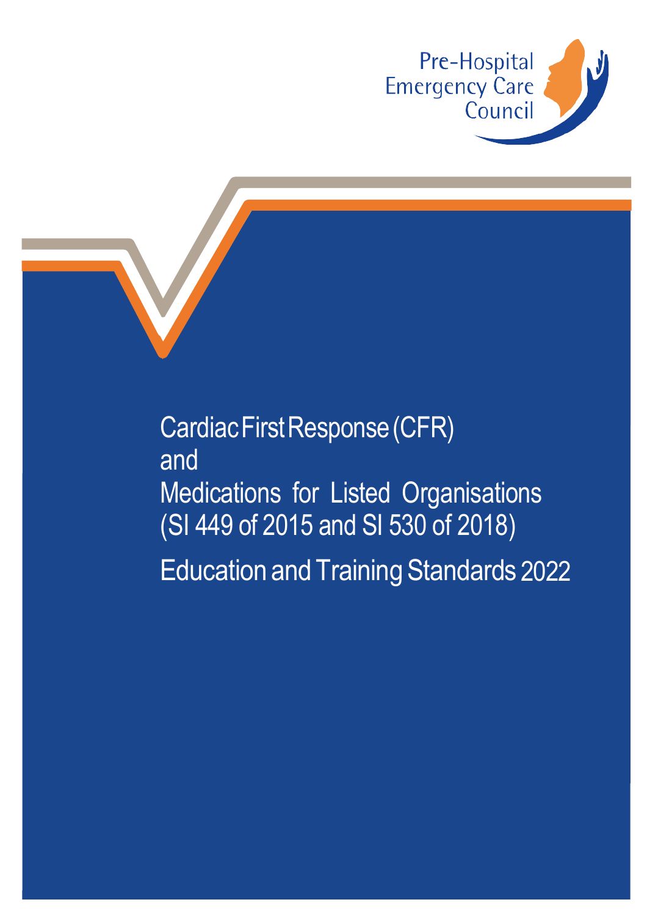Pre-Hospital Emergency Care Council

# Cardiac First Response (CFR) and Medications for Listed Organisations (SI 449 of 2015 and SI 530 of 2018)

## Education and Training Standards 2022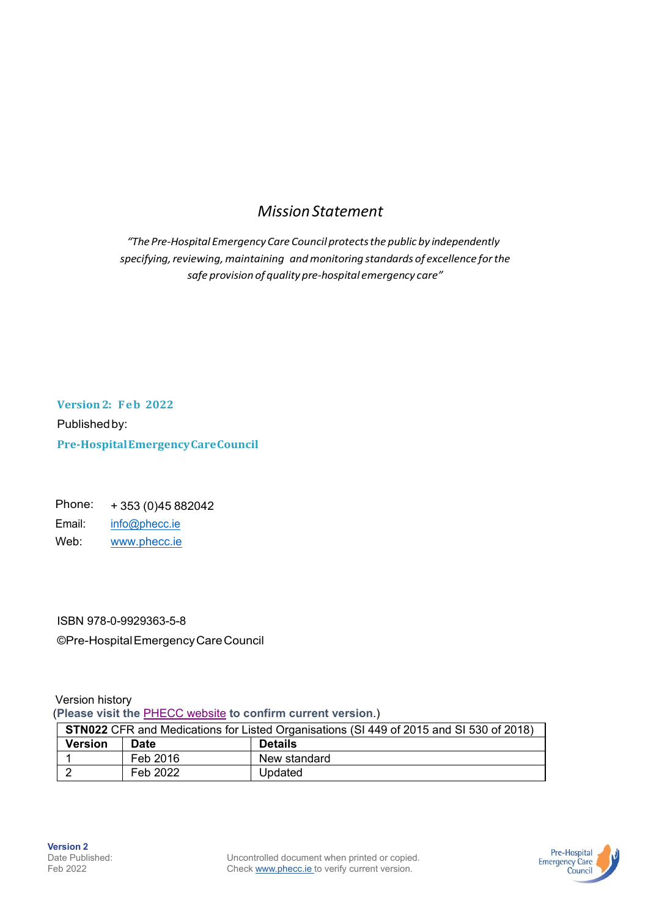## *Mission Statement*

*“The Pre-Hospital Emergency Care Council protects the public by independently specifying, reviewing, maintaining and monitoring standards of excellence for the safe provision of quality pre-hospital emergency care”*

**Version 2: Feb 2022**

Published by:

**Pre-Hospital Emergency Care Council**

Phone: + 353 (0)45 882042

Email: info@phecc.ie

Web: www.phecc.ie

ISBN 978-0-9929363-5-8

©Pre-Hospital Emergency Care Council

Version history

(**Please visit the** PHECC website **to confirm current version**.)

| **STN022** CFR and Medications for Listed Organisations (SI 449 of 2015 and SI 530 of 2018) | | |
|---|---|---|
| **Version** | **Date** | **Details** |
| 1 | Feb 2016 | New standard |
| 2 | Feb 2022 | Updated |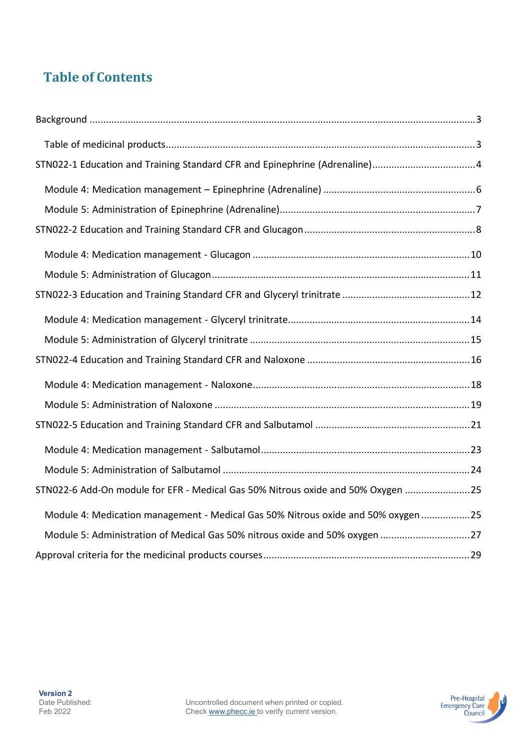# Table of Contents

Background ....................................................................................................................................3

Table of medicinal products.....................................................................................................3

STN022-1 Education and Training Standard CFR and Epinephrine (Adrenaline).......................................4

Module 4: Medication management – Epinephrine (Adrenaline) ........................................................6

Module 5: Administration of Epinephrine (Adrenaline).......................................................................7

STN022-2 Education and Training Standard CFR and Glucagon ..............................................................8

Module 4: Medication management - Glucagon ...............................................................................10

Module 5: Administration of Glucagon.............................................................................................11

STN022-3 Education and Training Standard CFR and Glyceryl trinitrate ...............................................12

Module 4: Medication management - Glyceryl trinitrate..................................................................14

Module 5: Administration of Glyceryl trinitrate ................................................................................15

STN022-4 Education and Training Standard CFR and Naloxone ...........................................................16

Module 4: Medication management - Naloxone...............................................................................18

Module 5: Administration of Naloxone .............................................................................................19

STN022-5 Education and Training Standard CFR and Salbutamol .........................................................21

Module 4: Medication management - Salbutamol............................................................................23

Module 5: Administration of Salbutamol ..........................................................................................24

STN022-6 Add-On module for EFR - Medical Gas 50% Nitrous oxide and 50% Oxygen ........................25

Module 4: Medication management - Medical Gas 50% Nitrous oxide and 50% oxygen ..................25

Module 5: Administration of Medical Gas 50% nitrous oxide and 50% oxygen .................................27

Approval criteria for the medicinal products courses...........................................................................29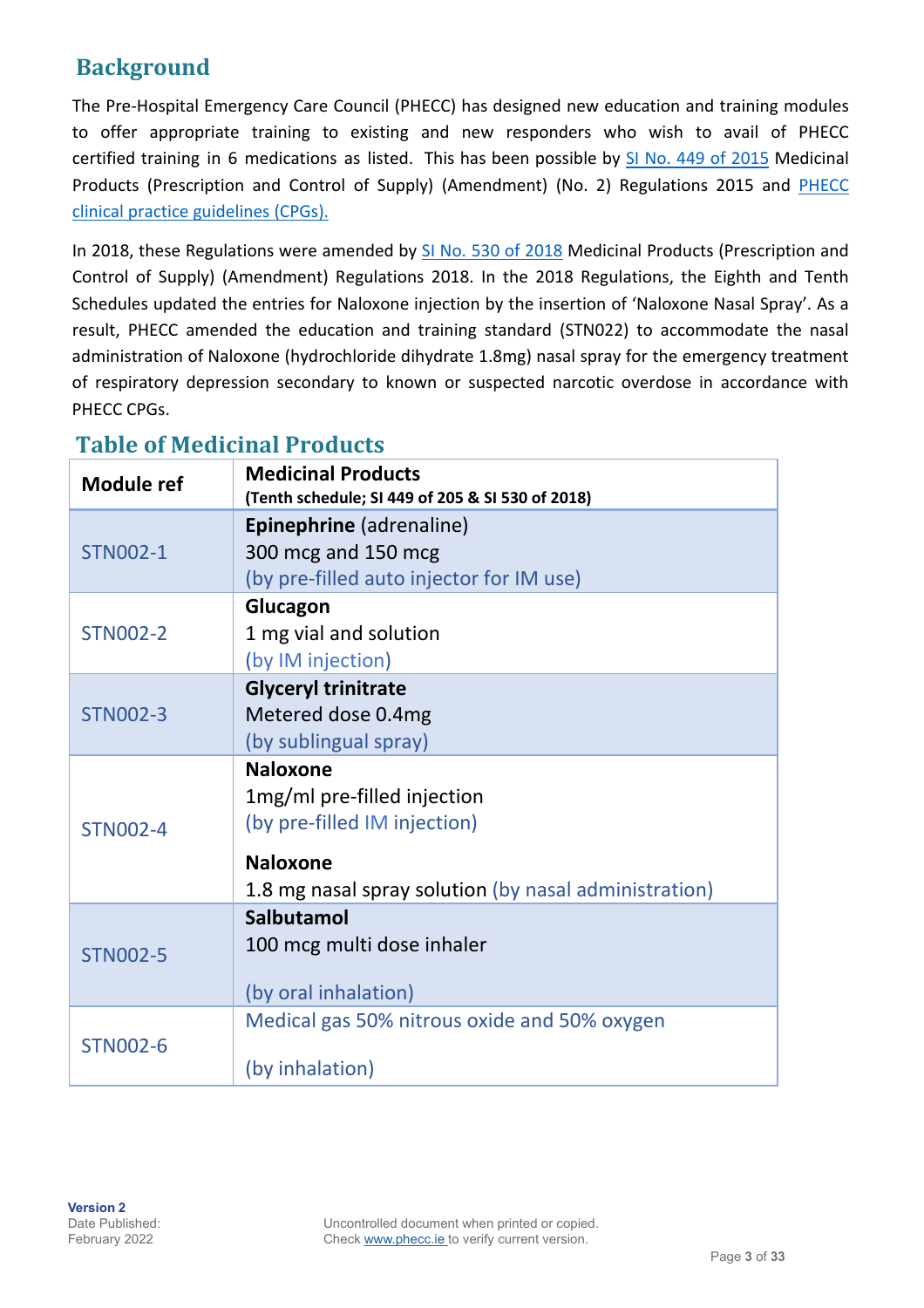## Background

The Pre-Hospital Emergency Care Council (PHECC) has designed new education and training modules to offer appropriate training to existing and new responders who wish to avail of PHECC certified training in 6 medications as listed. This has been possible by SI No. 449 of 2015 Medicinal Products (Prescription and Control of Supply) (Amendment) (No. 2) Regulations 2015 and PHECC clinical practice guidelines (CPGs).

In 2018, these Regulations were amended by SI No. 530 of 2018 Medicinal Products (Prescription and Control of Supply) (Amendment) Regulations 2018. In the 2018 Regulations, the Eighth and Tenth Schedules updated the entries for Naloxone injection by the insertion of 'Naloxone Nasal Spray'. As a result, PHECC amended the education and training standard (STN022) to accommodate the nasal administration of Naloxone (hydrochloride dihydrate 1.8mg) nasal spray for the emergency treatment of respiratory depression secondary to known or suspected narcotic overdose in accordance with PHECC CPGs.

## Table of Medicinal Products

| Module ref | **Medicinal Products** **(Tenth schedule; SI 449 of 205 & SI 530 of 2018)** |
|---|---|
| STN002-1 | **Epinephrine** (adrenaline)<br>300 mcg and 150 mcg<br>(by pre-filled auto injector for IM use) |
| STN002-2 | **Glucagon**<br>1 mg vial and solution<br>(by IM injection) |
| STN002-3 | **Glyceryl trinitrate**<br>Metered dose 0.4mg<br>(by sublingual spray) |
| STN002-4 | **Naloxone**<br>1mg/ml pre-filled injection<br>(by pre-filled IM injection)<br><br>**Naloxone**<br>1.8 mg nasal spray solution (by nasal administration) |
| STN002-5 | **Salbutamol**<br>100 mcg multi dose inhaler<br><br>(by oral inhalation) |
| STN002-6 | Medical gas 50% nitrous oxide and 50% oxygen<br><br>(by inhalation) |

**Version 2**
Date Published:
February 2022

Uncontrolled document when printed or copied.
Check www.phecc.ie to verify current version.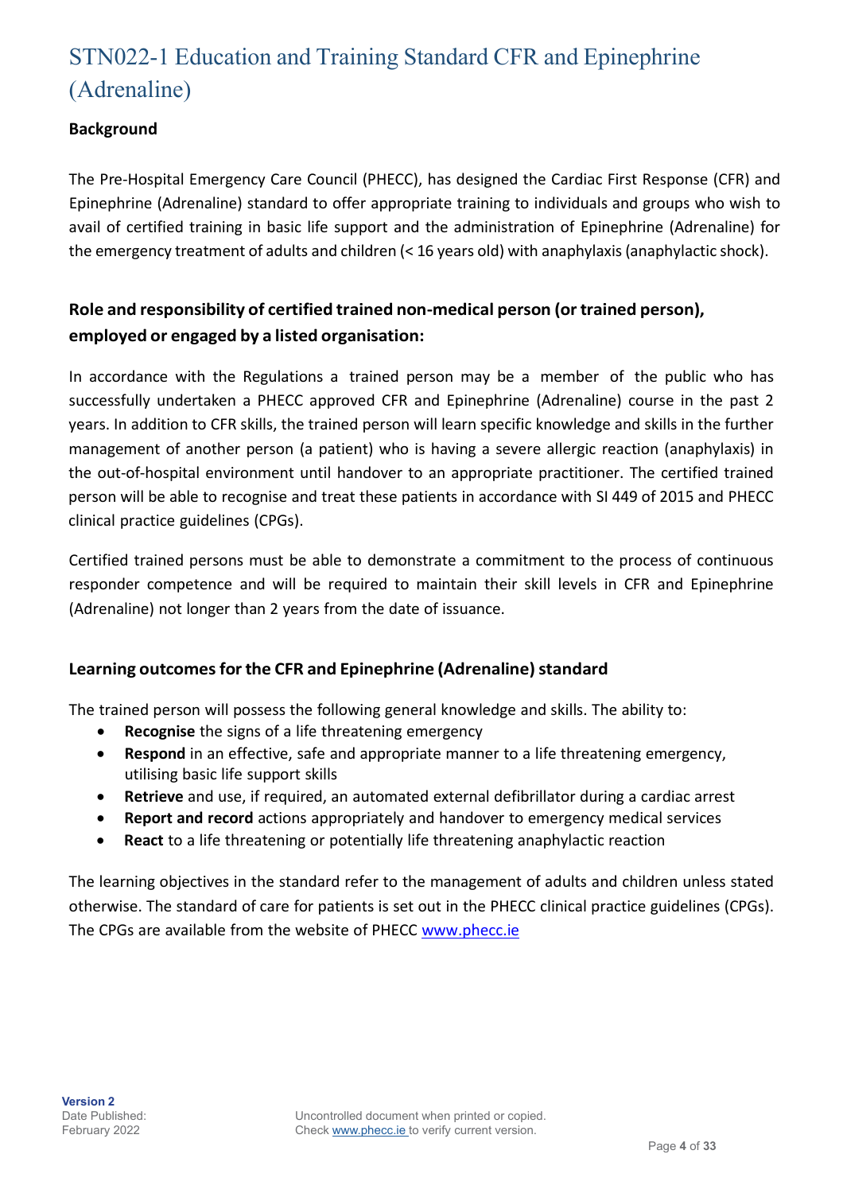# STN022-1 Education and Training Standard CFR and Epinephrine (Adrenaline)

**Background**

The Pre-Hospital Emergency Care Council (PHECC), has designed the Cardiac First Response (CFR) and Epinephrine (Adrenaline) standard to offer appropriate training to individuals and groups who wish to avail of certified training in basic life support and the administration of Epinephrine (Adrenaline) for the emergency treatment of adults and children (< 16 years old) with anaphylaxis (anaphylactic shock).

## Role and responsibility of certified trained non-medical person (or trained person), employed or engaged by a listed organisation:

In accordance with the Regulations a trained person may be a member of the public who has successfully undertaken a PHECC approved CFR and Epinephrine (Adrenaline) course in the past 2 years. In addition to CFR skills, the trained person will learn specific knowledge and skills in the further management of another person (a patient) who is having a severe allergic reaction (anaphylaxis) in the out-of-hospital environment until handover to an appropriate practitioner. The certified trained person will be able to recognise and treat these patients in accordance with SI 449 of 2015 and PHECC clinical practice guidelines (CPGs).

Certified trained persons must be able to demonstrate a commitment to the process of continuous responder competence and will be required to maintain their skill levels in CFR and Epinephrine (Adrenaline) not longer than 2 years from the date of issuance.

## Learning outcomes for the CFR and Epinephrine (Adrenaline) standard

The trained person will possess the following general knowledge and skills. The ability to:

- **Recognise** the signs of a life threatening emergency
- **Respond** in an effective, safe and appropriate manner to a life threatening emergency, utilising basic life support skills
- **Retrieve** and use, if required, an automated external defibrillator during a cardiac arrest
- **Report and record** actions appropriately and handover to emergency medical services
- **React** to a life threatening or potentially life threatening anaphylactic reaction

The learning objectives in the standard refer to the management of adults and children unless stated otherwise. The standard of care for patients is set out in the PHECC clinical practice guidelines (CPGs). The CPGs are available from the website of PHECC www.phecc.ie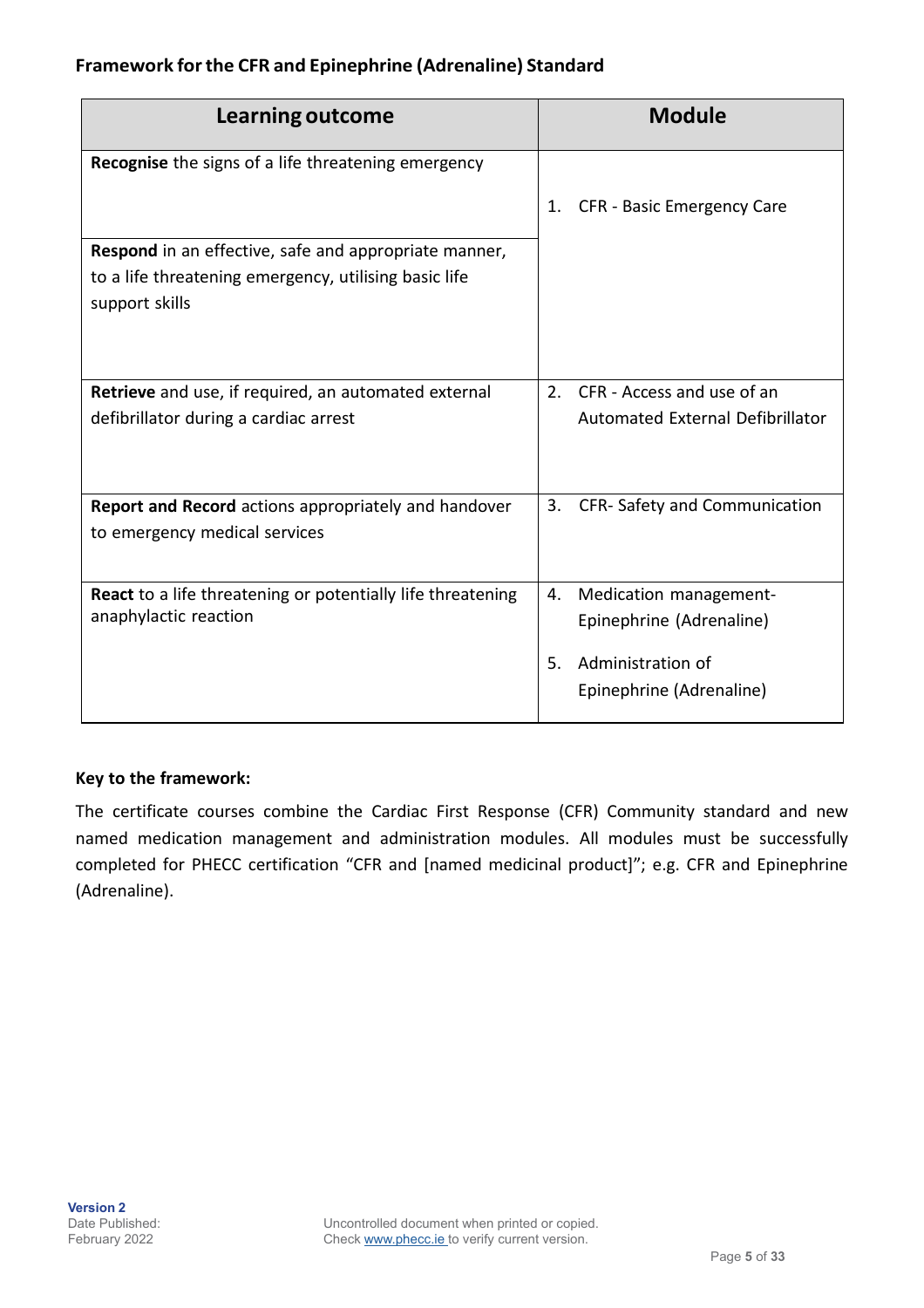**Framework for the CFR and Epinephrine (Adrenaline) Standard**

| Learning outcome | Module |
|---|---|
| **Recognise** the signs of a life threatening emergency | 1. CFR - Basic Emergency Care |
| **Respond** in an effective, safe and appropriate manner, to a life threatening emergency, utilising basic life support skills | |
| **Retrieve** and use, if required, an automated external defibrillator during a cardiac arrest | 2. CFR - Access and use of an Automated External Defibrillator |
| **Report and Record** actions appropriately and handover to emergency medical services | 3. CFR- Safety and Communication |
| **React** to a life threatening or potentially life threatening anaphylactic reaction | 4. Medication management- Epinephrine (Adrenaline)<br>5. Administration of Epinephrine (Adrenaline) |

**Key to the framework:**

The certificate courses combine the Cardiac First Response (CFR) Community standard and new named medication management and administration modules. All modules must be successfully completed for PHECC certification "CFR and [named medicinal product]"; e.g. CFR and Epinephrine (Adrenaline).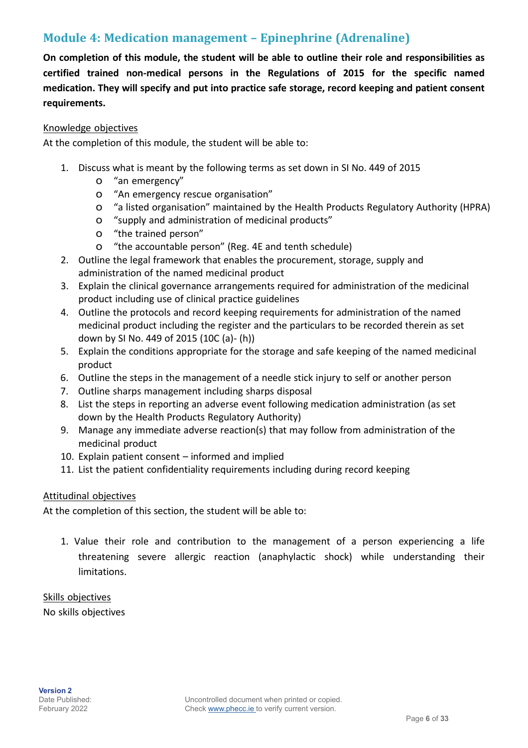## Module 4: Medication management – Epinephrine (Adrenaline)

**On completion of this module, the student will be able to outline their role and responsibilities as certified trained non-medical persons in the Regulations of 2015 for the specific named medication. They will specify and put into practice safe storage, record keeping and patient consent requirements.**

Knowledge objectives

At the completion of this module, the student will be able to:

1. Discuss what is meant by the following terms as set down in SI No. 449 of 2015
   - "an emergency"
   - "An emergency rescue organisation"
   - "a listed organisation" maintained by the Health Products Regulatory Authority (HPRA)
   - "supply and administration of medicinal products"
   - "the trained person"
   - "the accountable person" (Reg. 4E and tenth schedule)
2. Outline the legal framework that enables the procurement, storage, supply and administration of the named medicinal product
3. Explain the clinical governance arrangements required for administration of the medicinal product including use of clinical practice guidelines
4. Outline the protocols and record keeping requirements for administration of the named medicinal product including the register and the particulars to be recorded therein as set down by SI No. 449 of 2015 (10C (a)- (h))
5. Explain the conditions appropriate for the storage and safe keeping of the named medicinal product
6. Outline the steps in the management of a needle stick injury to self or another person
7. Outline sharps management including sharps disposal
8. List the steps in reporting an adverse event following medication administration (as set down by the Health Products Regulatory Authority)
9. Manage any immediate adverse reaction(s) that may follow from administration of the medicinal product
10. Explain patient consent – informed and implied
11. List the patient confidentiality requirements including during record keeping

Attitudinal objectives

At the completion of this section, the student will be able to:

1. Value their role and contribution to the management of a person experiencing a life threatening severe allergic reaction (anaphylactic shock) while understanding their limitations.

Skills objectives

No skills objectives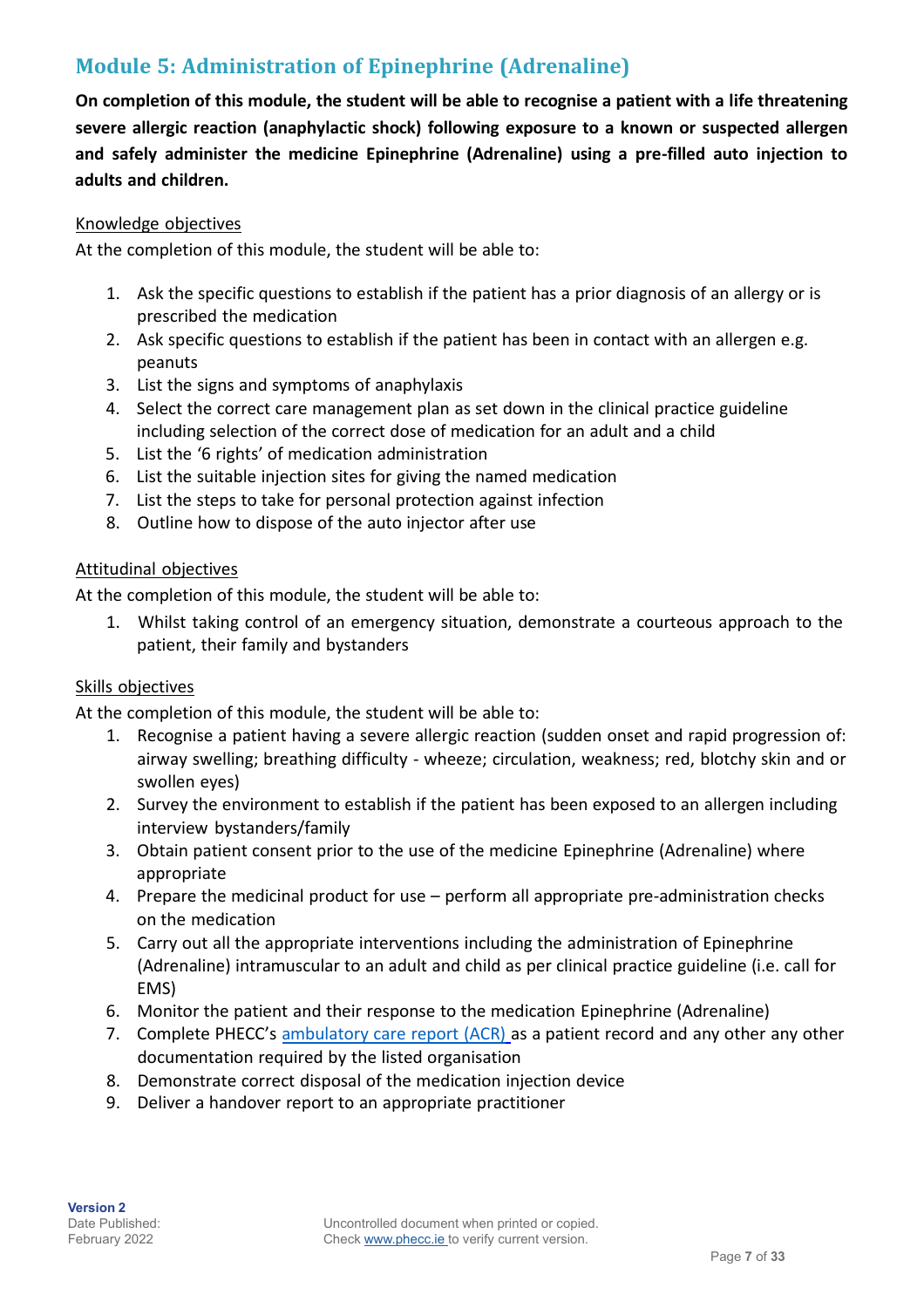## Module 5: Administration of Epinephrine (Adrenaline)

**On completion of this module, the student will be able to recognise a patient with a life threatening severe allergic reaction (anaphylactic shock) following exposure to a known or suspected allergen and safely administer the medicine Epinephrine (Adrenaline) using a pre-filled auto injection to adults and children.**

Knowledge objectives

At the completion of this module, the student will be able to:

1. Ask the specific questions to establish if the patient has a prior diagnosis of an allergy or is prescribed the medication
2. Ask specific questions to establish if the patient has been in contact with an allergen e.g. peanuts
3. List the signs and symptoms of anaphylaxis
4. Select the correct care management plan as set down in the clinical practice guideline including selection of the correct dose of medication for an adult and a child
5. List the '6 rights' of medication administration
6. List the suitable injection sites for giving the named medication
7. List the steps to take for personal protection against infection
8. Outline how to dispose of the auto injector after use

Attitudinal objectives

At the completion of this module, the student will be able to:

1. Whilst taking control of an emergency situation, demonstrate a courteous approach to the patient, their family and bystanders

Skills objectives

At the completion of this module, the student will be able to:

1. Recognise a patient having a severe allergic reaction (sudden onset and rapid progression of: airway swelling; breathing difficulty - wheeze; circulation, weakness; red, blotchy skin and or swollen eyes)
2. Survey the environment to establish if the patient has been exposed to an allergen including interview bystanders/family
3. Obtain patient consent prior to the use of the medicine Epinephrine (Adrenaline) where appropriate
4. Prepare the medicinal product for use – perform all appropriate pre-administration checks on the medication
5. Carry out all the appropriate interventions including the administration of Epinephrine (Adrenaline) intramuscular to an adult and child as per clinical practice guideline (i.e. call for EMS)
6. Monitor the patient and their response to the medication Epinephrine (Adrenaline)
7. Complete PHECC's ambulatory care report (ACR) as a patient record and any other any other documentation required by the listed organisation
8. Demonstrate correct disposal of the medication injection device
9. Deliver a handover report to an appropriate practitioner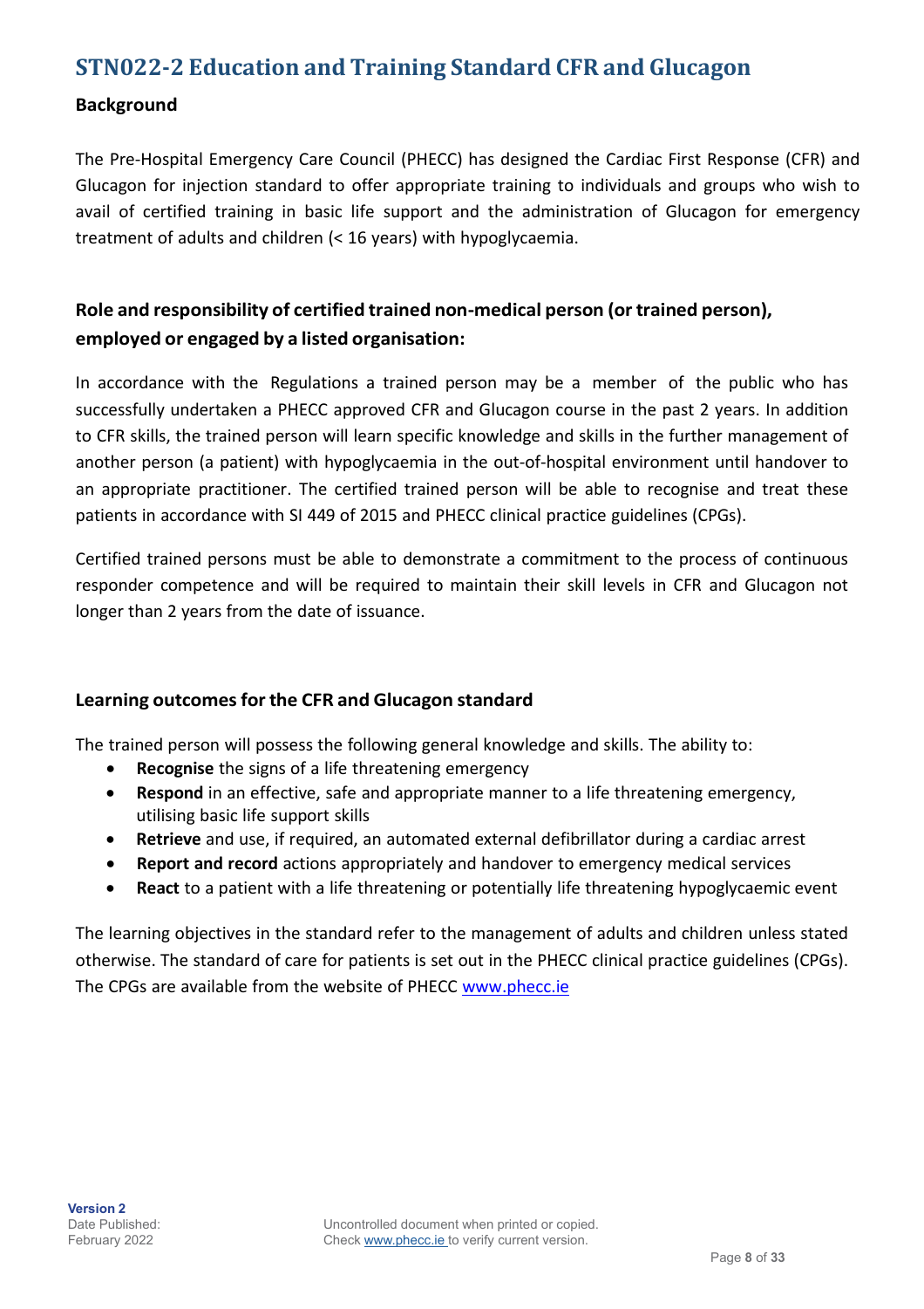## STN022-2 Education and Training Standard CFR and Glucagon

### Background

The Pre-Hospital Emergency Care Council (PHECC) has designed the Cardiac First Response (CFR) and Glucagon for injection standard to offer appropriate training to individuals and groups who wish to avail of certified training in basic life support and the administration of Glucagon for emergency treatment of adults and children (< 16 years) with hypoglycaemia.

### Role and responsibility of certified trained non-medical person (or trained person), employed or engaged by a listed organisation:

In accordance with the Regulations a trained person may be a member of the public who has successfully undertaken a PHECC approved CFR and Glucagon course in the past 2 years. In addition to CFR skills, the trained person will learn specific knowledge and skills in the further management of another person (a patient) with hypoglycaemia in the out-of-hospital environment until handover to an appropriate practitioner. The certified trained person will be able to recognise and treat these patients in accordance with SI 449 of 2015 and PHECC clinical practice guidelines (CPGs).

Certified trained persons must be able to demonstrate a commitment to the process of continuous responder competence and will be required to maintain their skill levels in CFR and Glucagon not longer than 2 years from the date of issuance.

### Learning outcomes for the CFR and Glucagon standard

The trained person will possess the following general knowledge and skills. The ability to:

- **Recognise** the signs of a life threatening emergency
- **Respond** in an effective, safe and appropriate manner to a life threatening emergency, utilising basic life support skills
- **Retrieve** and use, if required, an automated external defibrillator during a cardiac arrest
- **Report and record** actions appropriately and handover to emergency medical services
- **React** to a patient with a life threatening or potentially life threatening hypoglycaemic event

The learning objectives in the standard refer to the management of adults and children unless stated otherwise. The standard of care for patients is set out in the PHECC clinical practice guidelines (CPGs). The CPGs are available from the website of PHECC www.phecc.ie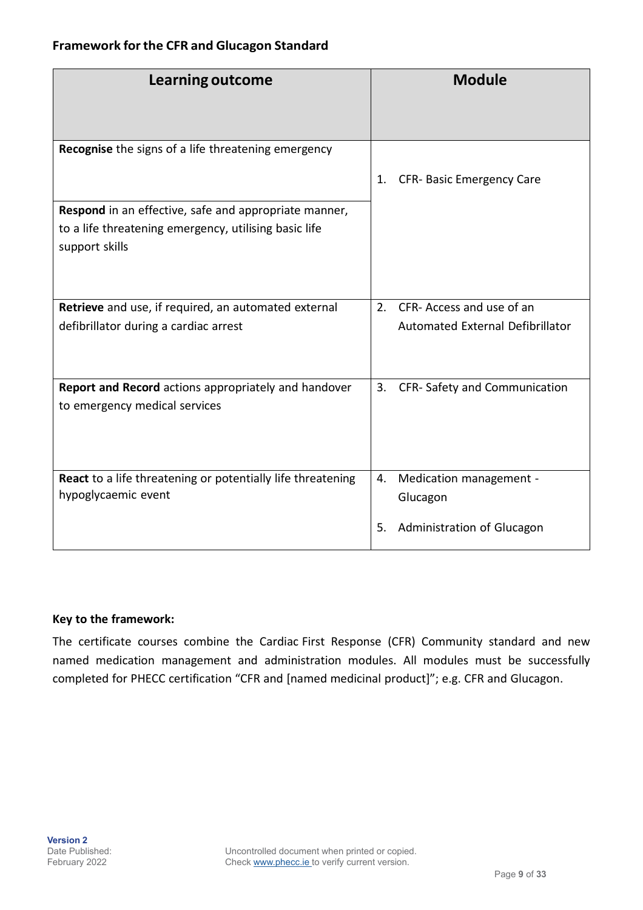## Framework for the CFR and Glucagon Standard

| Learning outcome | Module |
|---|---|
| **Recognise** the signs of a life threatening emergency | 1. CFR- Basic Emergency Care |
| **Respond** in an effective, safe and appropriate manner, to a life threatening emergency, utilising basic life support skills | |
| **Retrieve** and use, if required, an automated external defibrillator during a cardiac arrest | 2. CFR- Access and use of an Automated External Defibrillator |
| **Report and Record** actions appropriately and handover to emergency medical services | 3. CFR- Safety and Communication |
| **React** to a life threatening or potentially life threatening hypoglycaemic event | 4. Medication management - Glucagon<br>5. Administration of Glucagon |

**Key to the framework:**

The certificate courses combine the Cardiac First Response (CFR) Community standard and new named medication management and administration modules. All modules must be successfully completed for PHECC certification "CFR and [named medicinal product]"; e.g. CFR and Glucagon.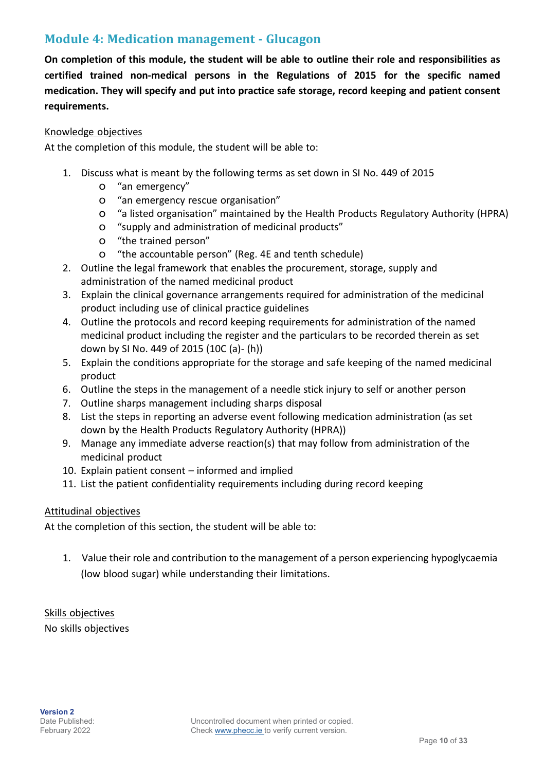## Module 4: Medication management - Glucagon

**On completion of this module, the student will be able to outline their role and responsibilities as certified trained non-medical persons in the Regulations of 2015 for the specific named medication. They will specify and put into practice safe storage, record keeping and patient consent requirements.**

Knowledge objectives

At the completion of this module, the student will be able to:

1. Discuss what is meant by the following terms as set down in SI No. 449 of 2015
   - "an emergency"
   - "an emergency rescue organisation"
   - "a listed organisation" maintained by the Health Products Regulatory Authority (HPRA)
   - "supply and administration of medicinal products"
   - "the trained person"
   - "the accountable person" (Reg. 4E and tenth schedule)
2. Outline the legal framework that enables the procurement, storage, supply and administration of the named medicinal product
3. Explain the clinical governance arrangements required for administration of the medicinal product including use of clinical practice guidelines
4. Outline the protocols and record keeping requirements for administration of the named medicinal product including the register and the particulars to be recorded therein as set down by SI No. 449 of 2015 (10C (a)- (h))
5. Explain the conditions appropriate for the storage and safe keeping of the named medicinal product
6. Outline the steps in the management of a needle stick injury to self or another person
7. Outline sharps management including sharps disposal
8. List the steps in reporting an adverse event following medication administration (as set down by the Health Products Regulatory Authority (HPRA))
9. Manage any immediate adverse reaction(s) that may follow from administration of the medicinal product
10. Explain patient consent – informed and implied
11. List the patient confidentiality requirements including during record keeping

Attitudinal objectives

At the completion of this section, the student will be able to:

1. Value their role and contribution to the management of a person experiencing hypoglycaemia (low blood sugar) while understanding their limitations.

Skills objectives

No skills objectives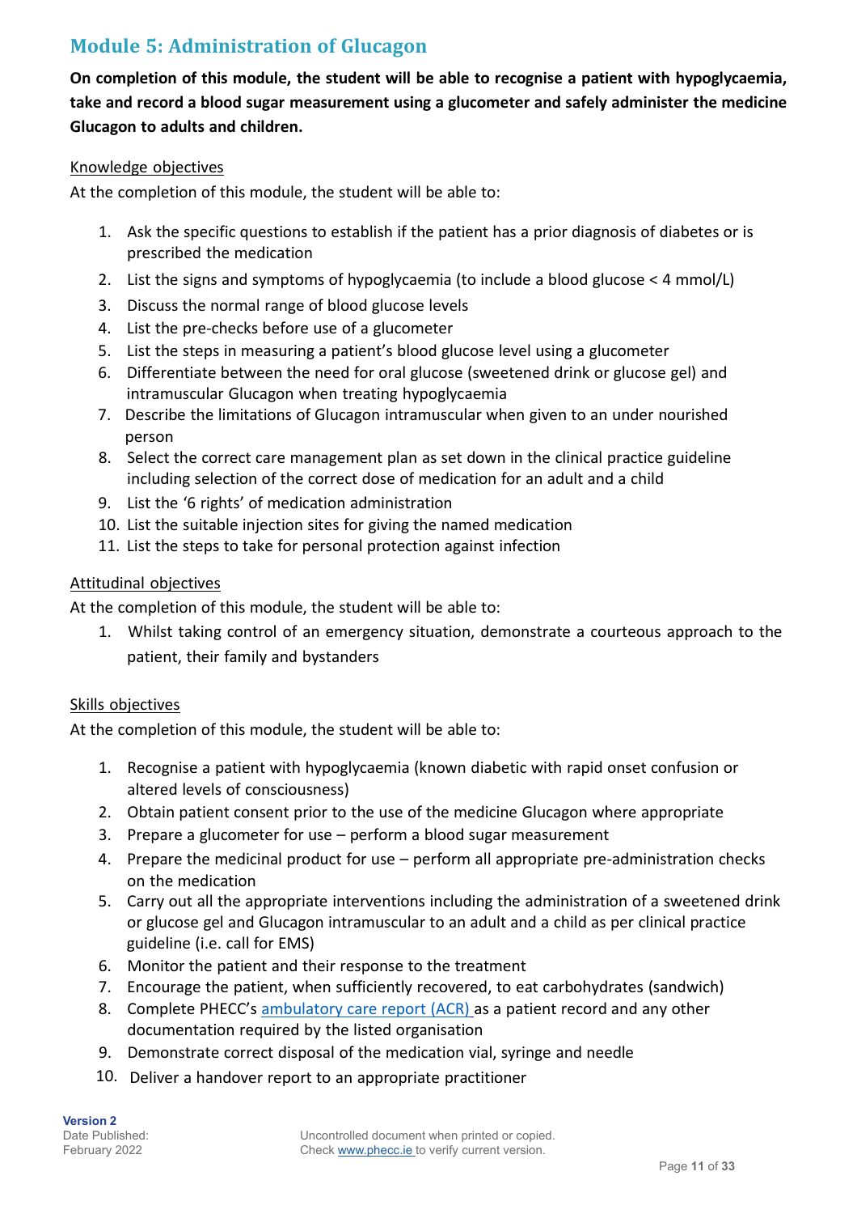## Module 5: Administration of Glucagon

**On completion of this module, the student will be able to recognise a patient with hypoglycaemia, take and record a blood sugar measurement using a glucometer and safely administer the medicine Glucagon to adults and children.**

Knowledge objectives

At the completion of this module, the student will be able to:

1. Ask the specific questions to establish if the patient has a prior diagnosis of diabetes or is prescribed the medication
2. List the signs and symptoms of hypoglycaemia (to include a blood glucose < 4 mmol/L)
3. Discuss the normal range of blood glucose levels
4. List the pre-checks before use of a glucometer
5. List the steps in measuring a patient's blood glucose level using a glucometer
6. Differentiate between the need for oral glucose (sweetened drink or glucose gel) and intramuscular Glucagon when treating hypoglycaemia
7. Describe the limitations of Glucagon intramuscular when given to an under nourished person
8. Select the correct care management plan as set down in the clinical practice guideline including selection of the correct dose of medication for an adult and a child
9. List the '6 rights' of medication administration
10. List the suitable injection sites for giving the named medication
11. List the steps to take for personal protection against infection

Attitudinal objectives

At the completion of this module, the student will be able to:

1. Whilst taking control of an emergency situation, demonstrate a courteous approach to the patient, their family and bystanders

Skills objectives

At the completion of this module, the student will be able to:

1. Recognise a patient with hypoglycaemia (known diabetic with rapid onset confusion or altered levels of consciousness)
2. Obtain patient consent prior to the use of the medicine Glucagon where appropriate
3. Prepare a glucometer for use – perform a blood sugar measurement
4. Prepare the medicinal product for use – perform all appropriate pre-administration checks on the medication
5. Carry out all the appropriate interventions including the administration of a sweetened drink or glucose gel and Glucagon intramuscular to an adult and a child as per clinical practice guideline (i.e. call for EMS)
6. Monitor the patient and their response to the treatment
7. Encourage the patient, when sufficiently recovered, to eat carbohydrates (sandwich)
8. Complete PHECC's ambulatory care report (ACR) as a patient record and any other documentation required by the listed organisation
9. Demonstrate correct disposal of the medication vial, syringe and needle
10. Deliver a handover report to an appropriate practitioner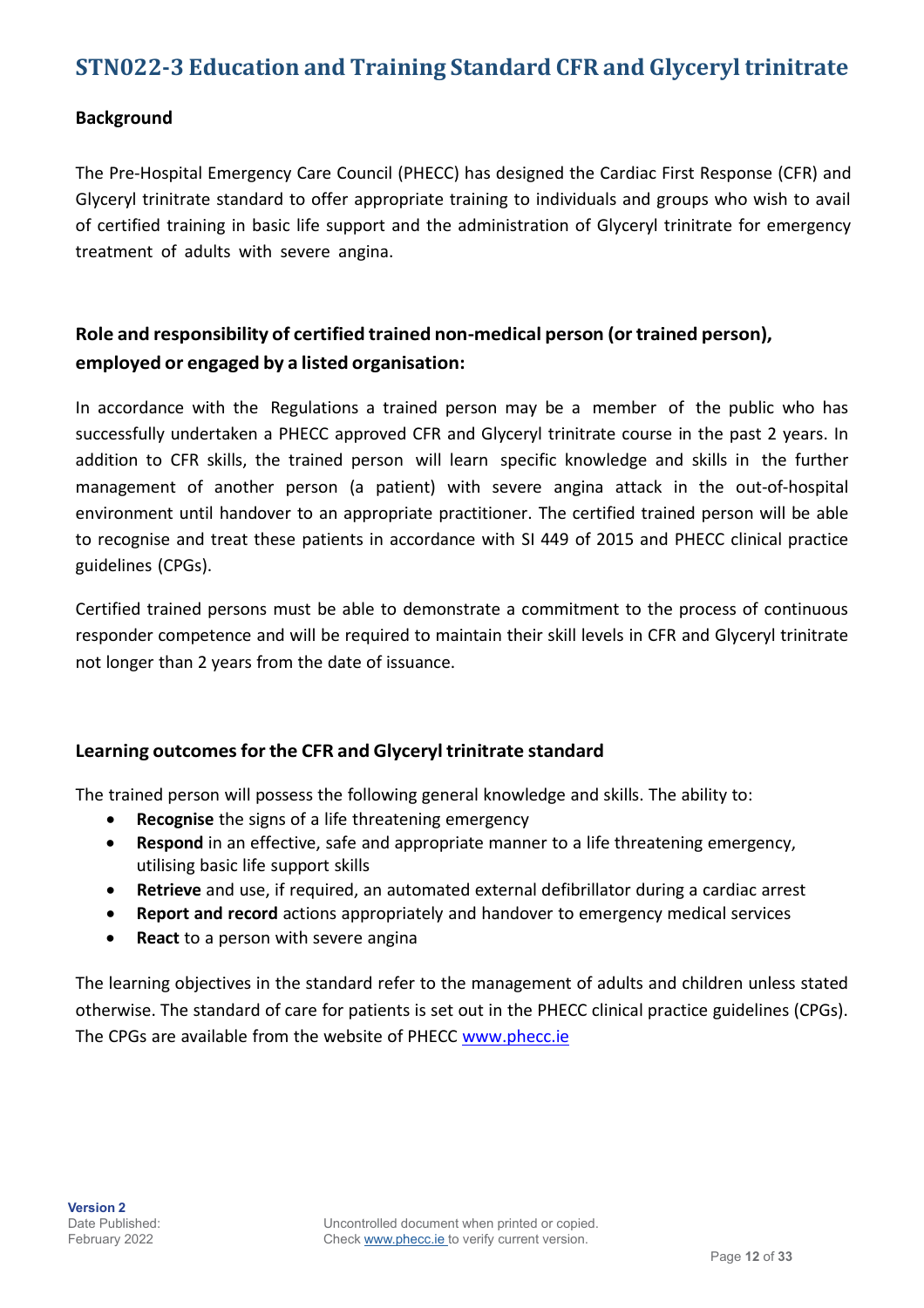## STN022-3 Education and Training Standard CFR and Glyceryl trinitrate

**Background**

The Pre-Hospital Emergency Care Council (PHECC) has designed the Cardiac First Response (CFR) and Glyceryl trinitrate standard to offer appropriate training to individuals and groups who wish to avail of certified training in basic life support and the administration of Glyceryl trinitrate for emergency treatment of adults with severe angina.

### Role and responsibility of certified trained non-medical person (or trained person), employed or engaged by a listed organisation:

In accordance with the Regulations a trained person may be a member of the public who has successfully undertaken a PHECC approved CFR and Glyceryl trinitrate course in the past 2 years. In addition to CFR skills, the trained person will learn specific knowledge and skills in the further management of another person (a patient) with severe angina attack in the out-of-hospital environment until handover to an appropriate practitioner. The certified trained person will be able to recognise and treat these patients in accordance with SI 449 of 2015 and PHECC clinical practice guidelines (CPGs).

Certified trained persons must be able to demonstrate a commitment to the process of continuous responder competence and will be required to maintain their skill levels in CFR and Glyceryl trinitrate not longer than 2 years from the date of issuance.

### Learning outcomes for the CFR and Glyceryl trinitrate standard

The trained person will possess the following general knowledge and skills. The ability to:

- **Recognise** the signs of a life threatening emergency
- **Respond** in an effective, safe and appropriate manner to a life threatening emergency, utilising basic life support skills
- **Retrieve** and use, if required, an automated external defibrillator during a cardiac arrest
- **Report and record** actions appropriately and handover to emergency medical services
- **React** to a person with severe angina

The learning objectives in the standard refer to the management of adults and children unless stated otherwise. The standard of care for patients is set out in the PHECC clinical practice guidelines (CPGs). The CPGs are available from the website of PHECC www.phecc.ie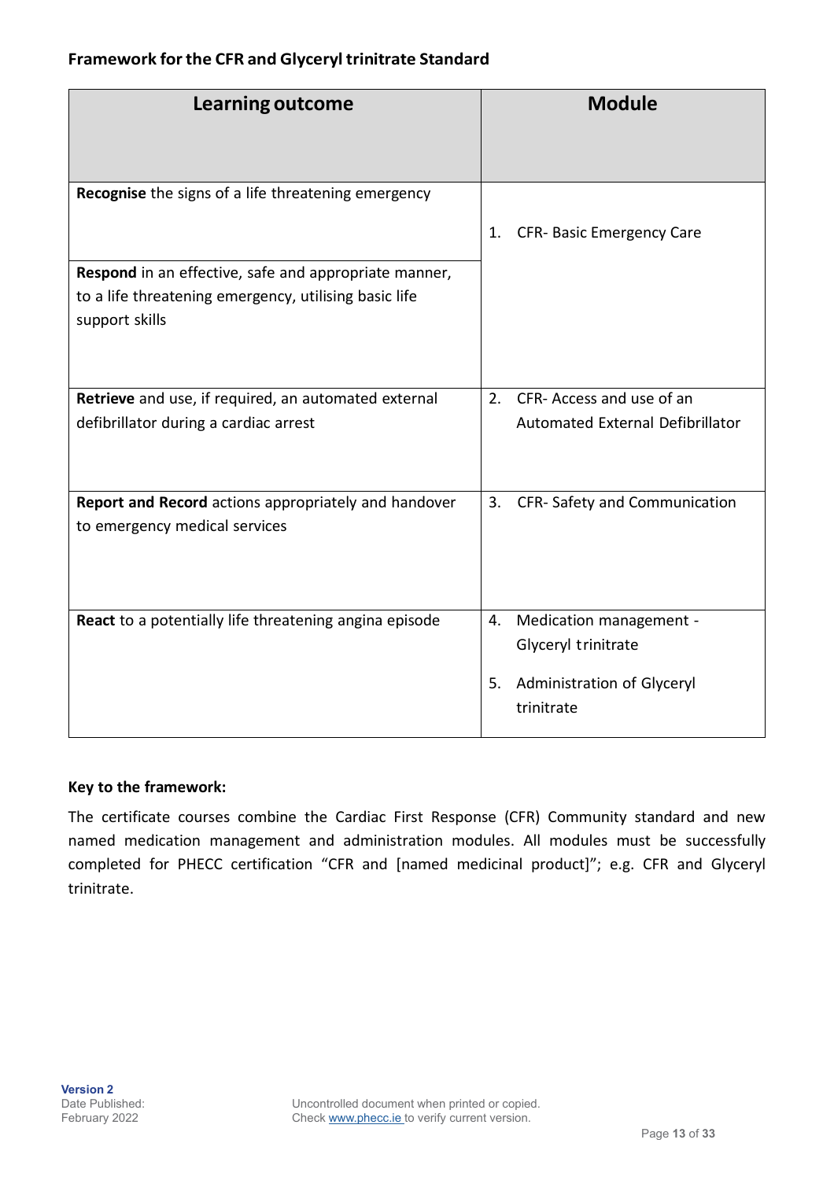### Framework for the CFR and Glyceryl trinitrate Standard

| Learning outcome | Module |
|---|---|
| **Recognise** the signs of a life threatening emergency | 1. CFR- Basic Emergency Care |
| **Respond** in an effective, safe and appropriate manner, to a life threatening emergency, utilising basic life support skills | |
| **Retrieve** and use, if required, an automated external defibrillator during a cardiac arrest | 2. CFR- Access and use of an Automated External Defibrillator |
| **Report and Record** actions appropriately and handover to emergency medical services | 3. CFR- Safety and Communication |
| **React** to a potentially life threatening angina episode | 4. Medication management - Glyceryl trinitrate<br>5. Administration of Glyceryl trinitrate |

**Key to the framework:**

The certificate courses combine the Cardiac First Response (CFR) Community standard and new named medication management and administration modules. All modules must be successfully completed for PHECC certification "CFR and [named medicinal product]"; e.g. CFR and Glyceryl trinitrate.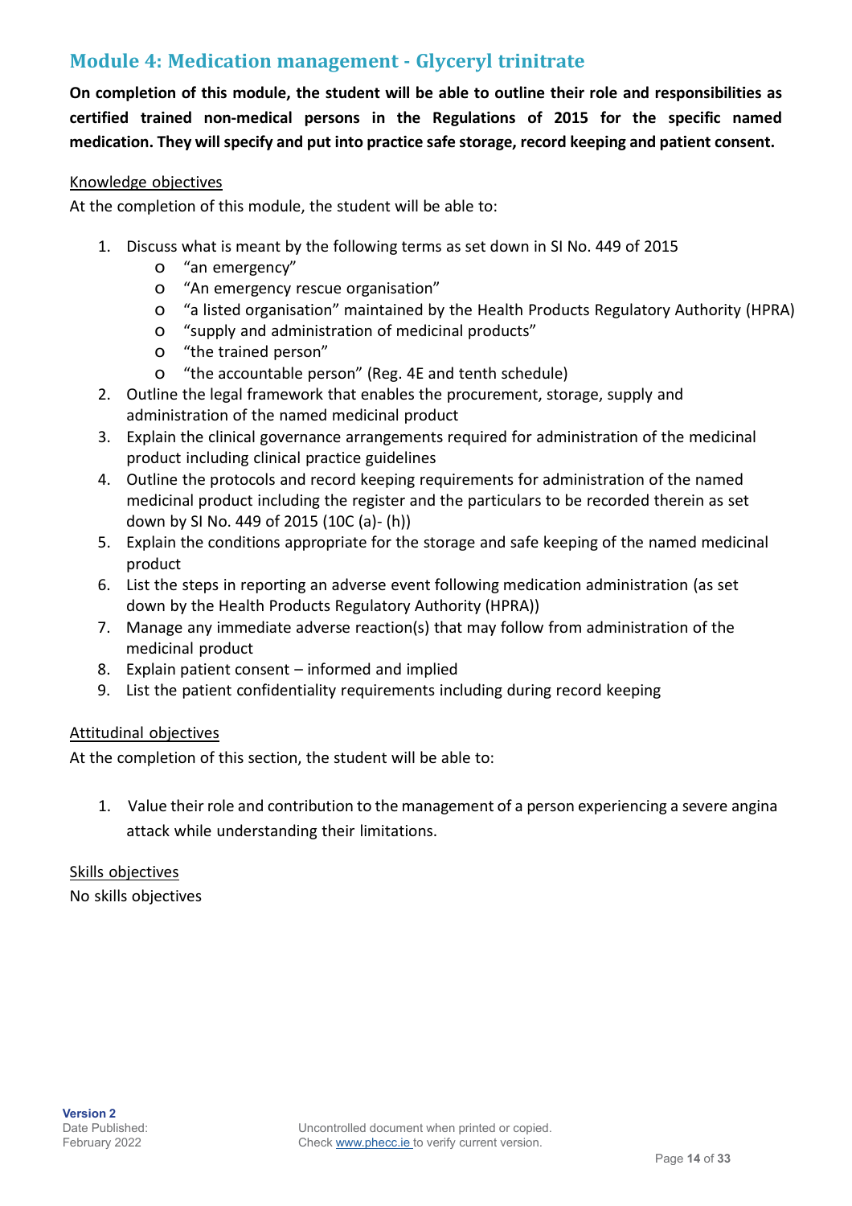## Module 4: Medication management - Glyceryl trinitrate

**On completion of this module, the student will be able to outline their role and responsibilities as certified trained non-medical persons in the Regulations of 2015 for the specific named medication. They will specify and put into practice safe storage, record keeping and patient consent.**

Knowledge objectives

At the completion of this module, the student will be able to:

1. Discuss what is meant by the following terms as set down in SI No. 449 of 2015
   - "an emergency"
   - "An emergency rescue organisation"
   - "a listed organisation" maintained by the Health Products Regulatory Authority (HPRA)
   - "supply and administration of medicinal products"
   - "the trained person"
   - "the accountable person" (Reg. 4E and tenth schedule)
2. Outline the legal framework that enables the procurement, storage, supply and administration of the named medicinal product
3. Explain the clinical governance arrangements required for administration of the medicinal product including clinical practice guidelines
4. Outline the protocols and record keeping requirements for administration of the named medicinal product including the register and the particulars to be recorded therein as set down by SI No. 449 of 2015 (10C (a)- (h))
5. Explain the conditions appropriate for the storage and safe keeping of the named medicinal product
6. List the steps in reporting an adverse event following medication administration (as set down by the Health Products Regulatory Authority (HPRA))
7. Manage any immediate adverse reaction(s) that may follow from administration of the medicinal product
8. Explain patient consent – informed and implied
9. List the patient confidentiality requirements including during record keeping

Attitudinal objectives

At the completion of this section, the student will be able to:

1. Value their role and contribution to the management of a person experiencing a severe angina attack while understanding their limitations.

Skills objectives

No skills objectives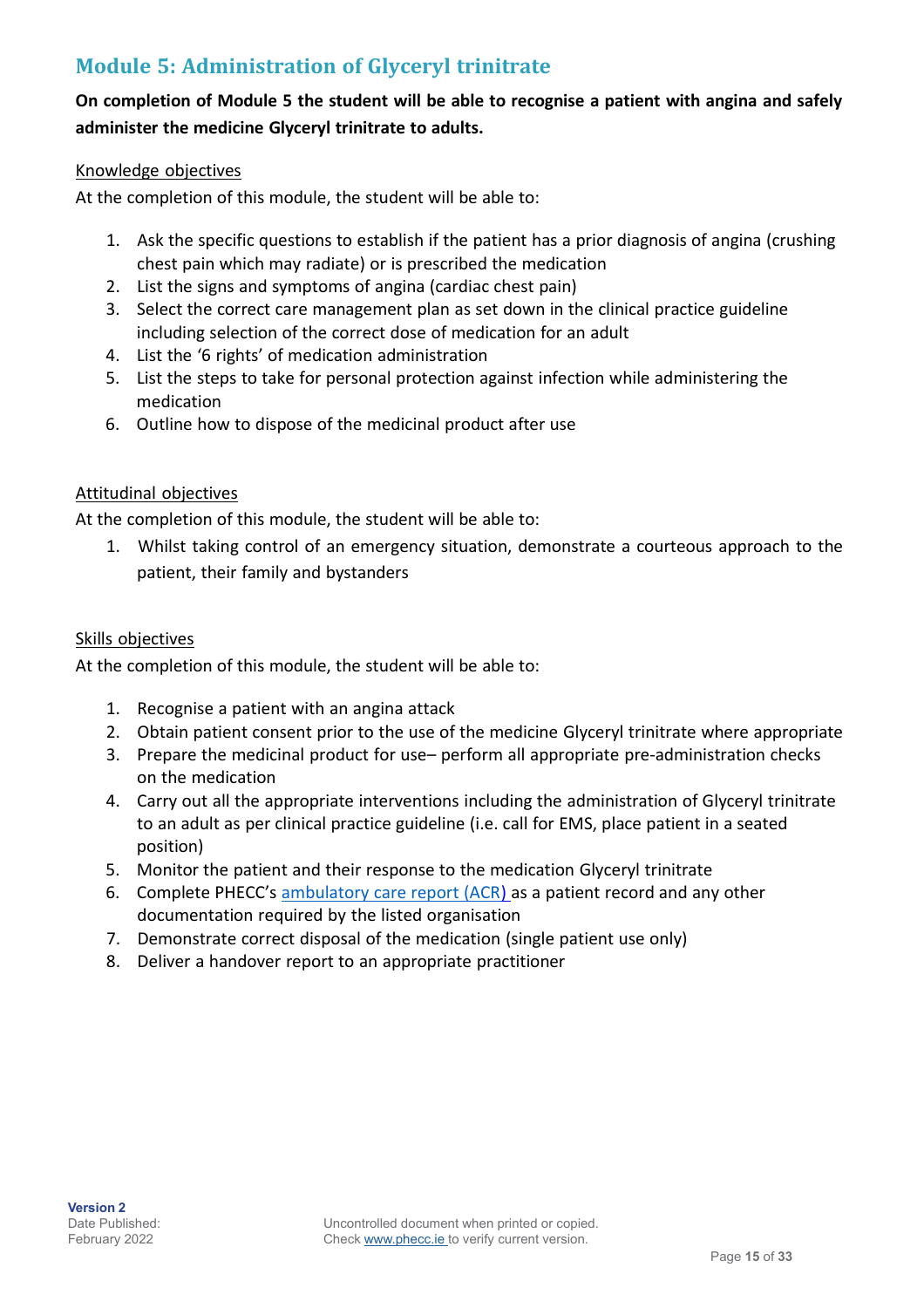## Module 5: Administration of Glyceryl trinitrate

**On completion of Module 5 the student will be able to recognise a patient with angina and safely administer the medicine Glyceryl trinitrate to adults.**

Knowledge objectives

At the completion of this module, the student will be able to:

1. Ask the specific questions to establish if the patient has a prior diagnosis of angina (crushing chest pain which may radiate) or is prescribed the medication
2. List the signs and symptoms of angina (cardiac chest pain)
3. Select the correct care management plan as set down in the clinical practice guideline including selection of the correct dose of medication for an adult
4. List the '6 rights' of medication administration
5. List the steps to take for personal protection against infection while administering the medication
6. Outline how to dispose of the medicinal product after use

Attitudinal objectives

At the completion of this module, the student will be able to:

1. Whilst taking control of an emergency situation, demonstrate a courteous approach to the patient, their family and bystanders

Skills objectives

At the completion of this module, the student will be able to:

1. Recognise a patient with an angina attack
2. Obtain patient consent prior to the use of the medicine Glyceryl trinitrate where appropriate
3. Prepare the medicinal product for use– perform all appropriate pre-administration checks on the medication
4. Carry out all the appropriate interventions including the administration of Glyceryl trinitrate to an adult as per clinical practice guideline (i.e. call for EMS, place patient in a seated position)
5. Monitor the patient and their response to the medication Glyceryl trinitrate
6. Complete PHECC's ambulatory care report (ACR) as a patient record and any other documentation required by the listed organisation
7. Demonstrate correct disposal of the medication (single patient use only)
8. Deliver a handover report to an appropriate practitioner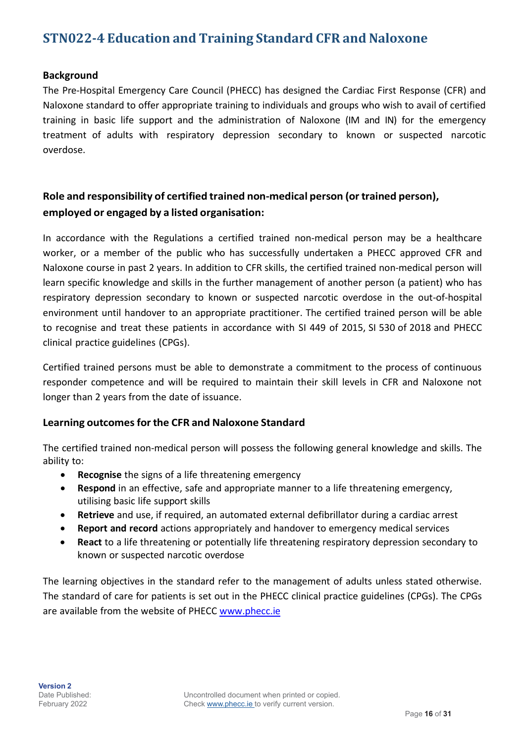# STN022-4 Education and Training Standard CFR and Naloxone

### Background

The Pre-Hospital Emergency Care Council (PHECC) has designed the Cardiac First Response (CFR) and Naloxone standard to offer appropriate training to individuals and groups who wish to avail of certified training in basic life support and the administration of Naloxone (IM and IN) for the emergency treatment of adults with respiratory depression secondary to known or suspected narcotic overdose.

## Role and responsibility of certified trained non-medical person (or trained person), employed or engaged by a listed organisation:

In accordance with the Regulations a certified trained non-medical person may be a healthcare worker, or a member of the public who has successfully undertaken a PHECC approved CFR and Naloxone course in past 2 years. In addition to CFR skills, the certified trained non-medical person will learn specific knowledge and skills in the further management of another person (a patient) who has respiratory depression secondary to known or suspected narcotic overdose in the out-of-hospital environment until handover to an appropriate practitioner. The certified trained person will be able to recognise and treat these patients in accordance with SI 449 of 2015, SI 530 of 2018 and PHECC clinical practice guidelines (CPGs).

Certified trained persons must be able to demonstrate a commitment to the process of continuous responder competence and will be required to maintain their skill levels in CFR and Naloxone not longer than 2 years from the date of issuance.

### Learning outcomes for the CFR and Naloxone Standard

The certified trained non-medical person will possess the following general knowledge and skills. The ability to:

- **Recognise** the signs of a life threatening emergency
- **Respond** in an effective, safe and appropriate manner to a life threatening emergency, utilising basic life support skills
- **Retrieve** and use, if required, an automated external defibrillator during a cardiac arrest
- **Report and record** actions appropriately and handover to emergency medical services
- **React** to a life threatening or potentially life threatening respiratory depression secondary to known or suspected narcotic overdose

The learning objectives in the standard refer to the management of adults unless stated otherwise. The standard of care for patients is set out in the PHECC clinical practice guidelines (CPGs). The CPGs are available from the website of PHECC www.phecc.ie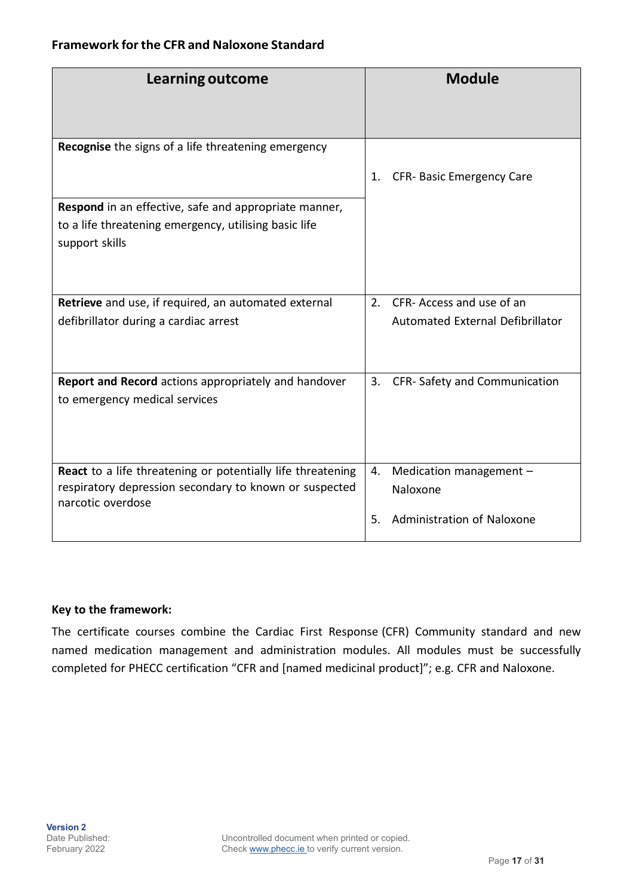**Framework for the CFR and Naloxone Standard**

| Learning outcome | Module |
|---|---|
| **Recognise** the signs of a life threatening emergency | 1. CFR- Basic Emergency Care |
| **Respond** in an effective, safe and appropriate manner, to a life threatening emergency, utilising basic life support skills | |
| **Retrieve** and use, if required, an automated external defibrillator during a cardiac arrest | 2. CFR- Access and use of an Automated External Defibrillator |
| **Report and Record** actions appropriately and handover to emergency medical services | 3. CFR- Safety and Communication |
| **React** to a life threatening or potentially life threatening respiratory depression secondary to known or suspected narcotic overdose | 4. Medication management – Naloxone<br>5. Administration of Naloxone |

**Key to the framework:**

The certificate courses combine the Cardiac First Response (CFR) Community standard and new named medication management and administration modules. All modules must be successfully completed for PHECC certification "CFR and [named medicinal product]"; e.g. CFR and Naloxone.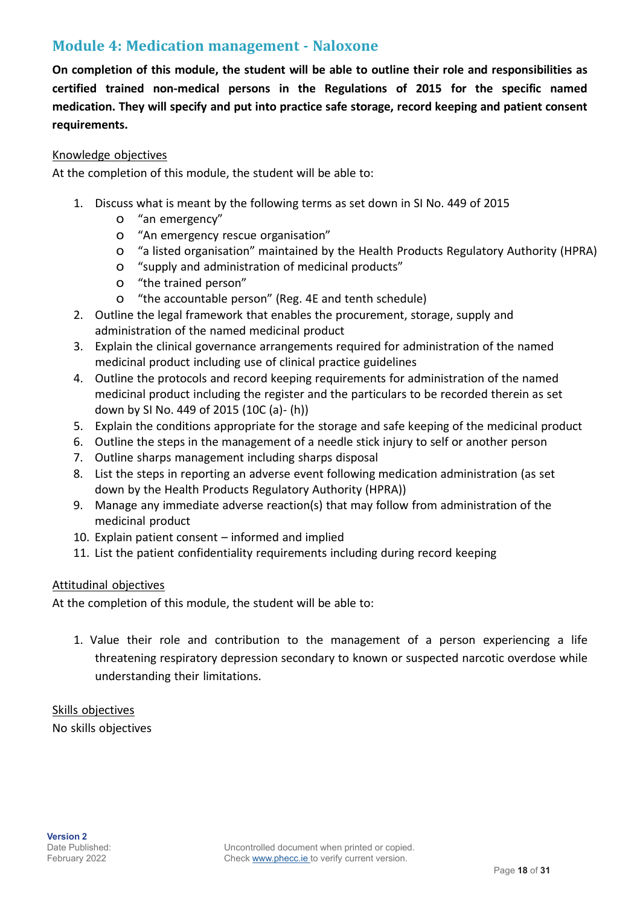## Module 4: Medication management - Naloxone

**On completion of this module, the student will be able to outline their role and responsibilities as certified trained non-medical persons in the Regulations of 2015 for the specific named medication. They will specify and put into practice safe storage, record keeping and patient consent requirements.**

Knowledge objectives

At the completion of this module, the student will be able to:

1. Discuss what is meant by the following terms as set down in SI No. 449 of 2015
   - "an emergency"
   - "An emergency rescue organisation"
   - "a listed organisation" maintained by the Health Products Regulatory Authority (HPRA)
   - "supply and administration of medicinal products"
   - "the trained person"
   - "the accountable person" (Reg. 4E and tenth schedule)
2. Outline the legal framework that enables the procurement, storage, supply and administration of the named medicinal product
3. Explain the clinical governance arrangements required for administration of the named medicinal product including use of clinical practice guidelines
4. Outline the protocols and record keeping requirements for administration of the named medicinal product including the register and the particulars to be recorded therein as set down by SI No. 449 of 2015 (10C (a)- (h))
5. Explain the conditions appropriate for the storage and safe keeping of the medicinal product
6. Outline the steps in the management of a needle stick injury to self or another person
7. Outline sharps management including sharps disposal
8. List the steps in reporting an adverse event following medication administration (as set down by the Health Products Regulatory Authority (HPRA))
9. Manage any immediate adverse reaction(s) that may follow from administration of the medicinal product
10. Explain patient consent – informed and implied
11. List the patient confidentiality requirements including during record keeping

Attitudinal objectives

At the completion of this module, the student will be able to:

1. Value their role and contribution to the management of a person experiencing a life threatening respiratory depression secondary to known or suspected narcotic overdose while understanding their limitations.

Skills objectives

No skills objectives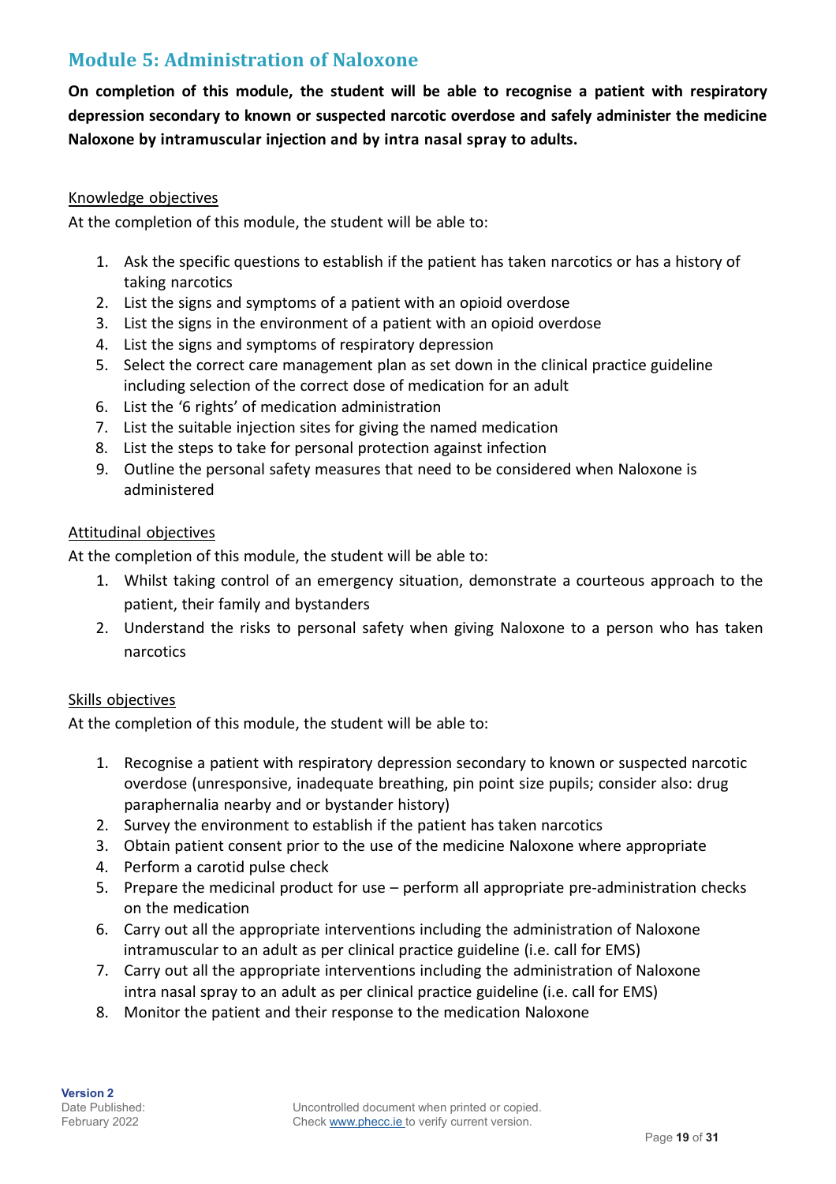## Module 5: Administration of Naloxone

**On completion of this module, the student will be able to recognise a patient with respiratory depression secondary to known or suspected narcotic overdose and safely administer the medicine Naloxone by intramuscular injection and by intra nasal spray to adults.**

Knowledge objectives

At the completion of this module, the student will be able to:

1. Ask the specific questions to establish if the patient has taken narcotics or has a history of taking narcotics
2. List the signs and symptoms of a patient with an opioid overdose
3. List the signs in the environment of a patient with an opioid overdose
4. List the signs and symptoms of respiratory depression
5. Select the correct care management plan as set down in the clinical practice guideline including selection of the correct dose of medication for an adult
6. List the '6 rights' of medication administration
7. List the suitable injection sites for giving the named medication
8. List the steps to take for personal protection against infection
9. Outline the personal safety measures that need to be considered when Naloxone is administered

Attitudinal objectives

At the completion of this module, the student will be able to:

1. Whilst taking control of an emergency situation, demonstrate a courteous approach to the patient, their family and bystanders
2. Understand the risks to personal safety when giving Naloxone to a person who has taken narcotics

Skills objectives

At the completion of this module, the student will be able to:

1. Recognise a patient with respiratory depression secondary to known or suspected narcotic overdose (unresponsive, inadequate breathing, pin point size pupils; consider also: drug paraphernalia nearby and or bystander history)
2. Survey the environment to establish if the patient has taken narcotics
3. Obtain patient consent prior to the use of the medicine Naloxone where appropriate
4. Perform a carotid pulse check
5. Prepare the medicinal product for use – perform all appropriate pre-administration checks on the medication
6. Carry out all the appropriate interventions including the administration of Naloxone intramuscular to an adult as per clinical practice guideline (i.e. call for EMS)
7. Carry out all the appropriate interventions including the administration of Naloxone intra nasal spray to an adult as per clinical practice guideline (i.e. call for EMS)
8. Monitor the patient and their response to the medication Naloxone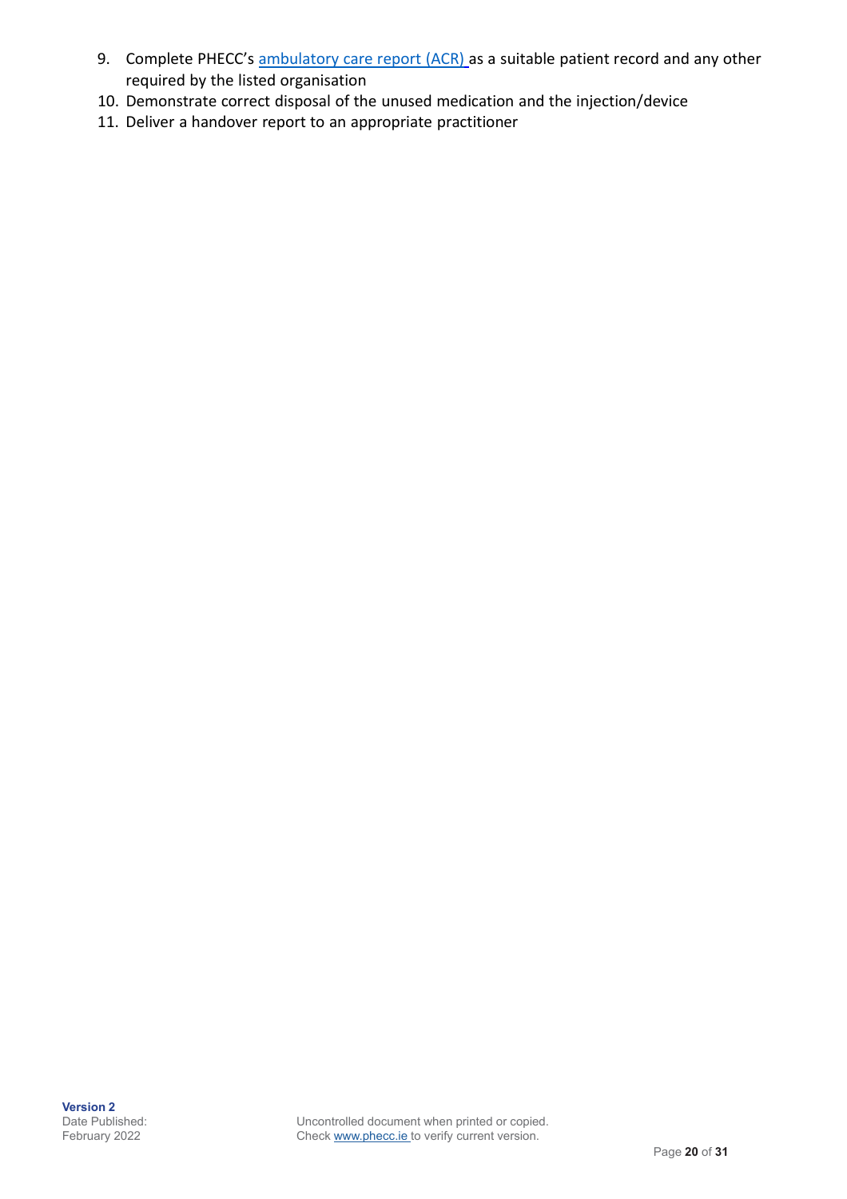9. Complete PHECC's [ambulatory care report (ACR)](#) as a suitable patient record and any other required by the listed organisation
10. Demonstrate correct disposal of the unused medication and the injection/device
11. Deliver a handover report to an appropriate practitioner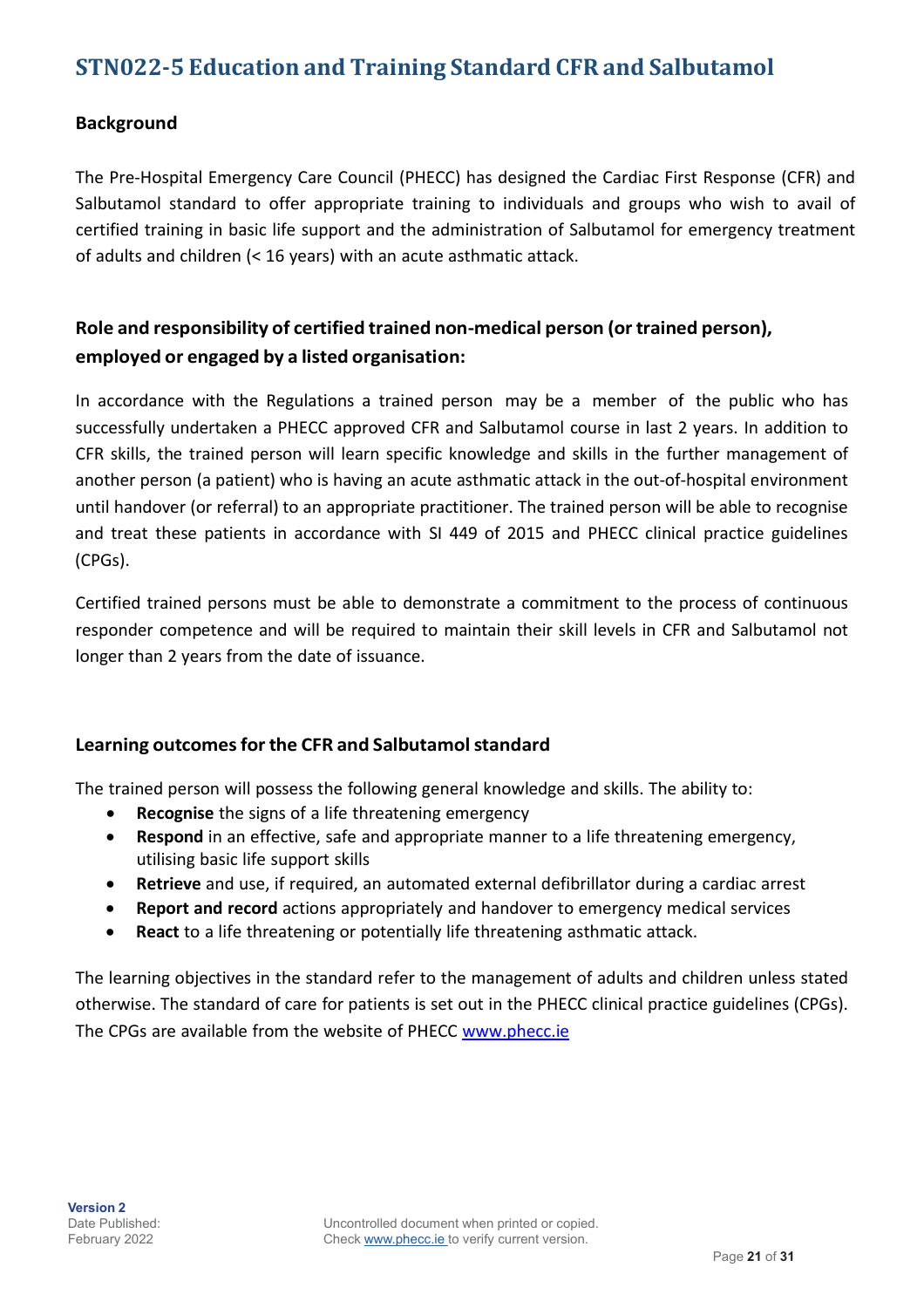# STN022-5 Education and Training Standard CFR and Salbutamol

### Background

The Pre-Hospital Emergency Care Council (PHECC) has designed the Cardiac First Response (CFR) and Salbutamol standard to offer appropriate training to individuals and groups who wish to avail of certified training in basic life support and the administration of Salbutamol for emergency treatment of adults and children (< 16 years) with an acute asthmatic attack.

### Role and responsibility of certified trained non-medical person (or trained person), employed or engaged by a listed organisation:

In accordance with the Regulations a trained person may be a member of the public who has successfully undertaken a PHECC approved CFR and Salbutamol course in last 2 years. In addition to CFR skills, the trained person will learn specific knowledge and skills in the further management of another person (a patient) who is having an acute asthmatic attack in the out-of-hospital environment until handover (or referral) to an appropriate practitioner. The trained person will be able to recognise and treat these patients in accordance with SI 449 of 2015 and PHECC clinical practice guidelines (CPGs).

Certified trained persons must be able to demonstrate a commitment to the process of continuous responder competence and will be required to maintain their skill levels in CFR and Salbutamol not longer than 2 years from the date of issuance.

### Learning outcomes for the CFR and Salbutamol standard

The trained person will possess the following general knowledge and skills. The ability to:

- **Recognise** the signs of a life threatening emergency
- **Respond** in an effective, safe and appropriate manner to a life threatening emergency, utilising basic life support skills
- **Retrieve** and use, if required, an automated external defibrillator during a cardiac arrest
- **Report and record** actions appropriately and handover to emergency medical services
- **React** to a life threatening or potentially life threatening asthmatic attack.

The learning objectives in the standard refer to the management of adults and children unless stated otherwise. The standard of care for patients is set out in the PHECC clinical practice guidelines (CPGs). The CPGs are available from the website of PHECC www.phecc.ie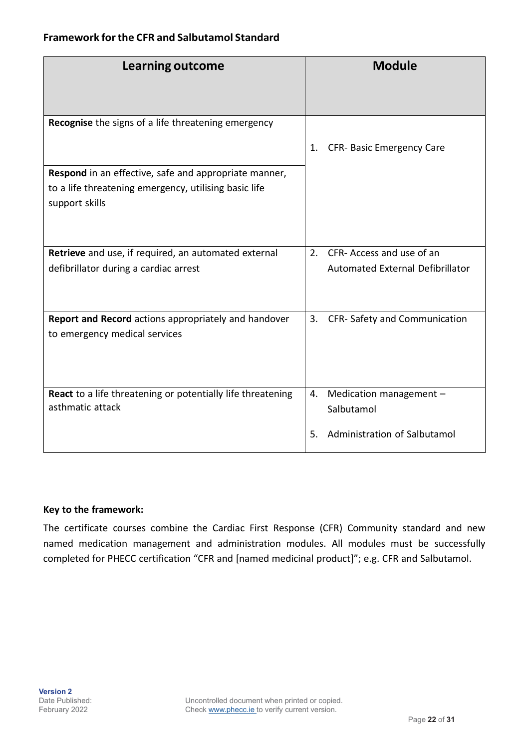**Framework for the CFR and Salbutamol Standard**

| Learning outcome | Module |
| --- | --- |
| **Recognise** the signs of a life threatening emergency | 1. CFR- Basic Emergency Care |
| **Respond** in an effective, safe and appropriate manner, to a life threatening emergency, utilising basic life support skills | |
| **Retrieve** and use, if required, an automated external defibrillator during a cardiac arrest | 2. CFR- Access and use of an Automated External Defibrillator |
| **Report and Record** actions appropriately and handover to emergency medical services | 3. CFR- Safety and Communication |
| **React** to a life threatening or potentially life threatening asthmatic attack | 4. Medication management – Salbutamol<br>5. Administration of Salbutamol |

**Key to the framework:**

The certificate courses combine the Cardiac First Response (CFR) Community standard and new named medication management and administration modules. All modules must be successfully completed for PHECC certification "CFR and [named medicinal product]"; e.g. CFR and Salbutamol.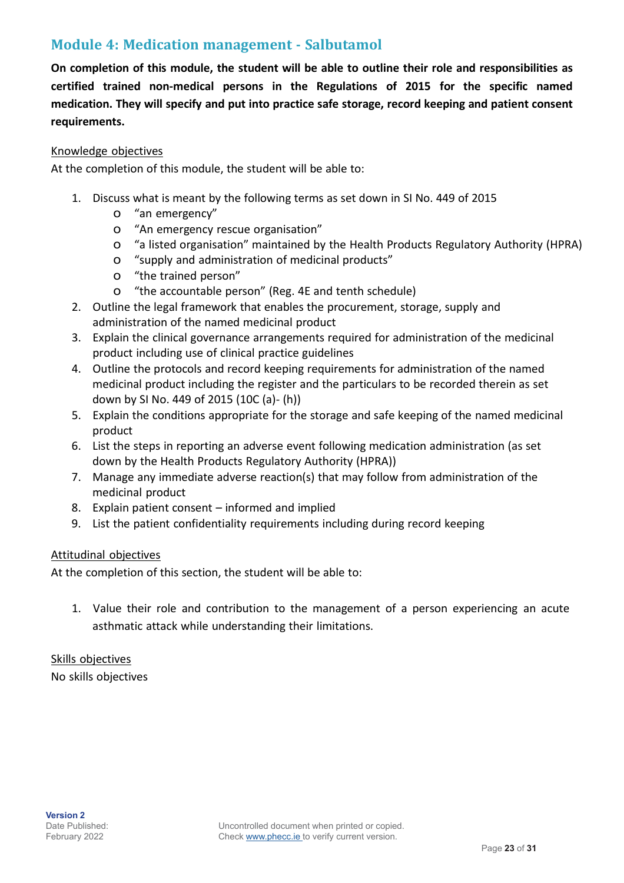## Module 4: Medication management - Salbutamol

**On completion of this module, the student will be able to outline their role and responsibilities as certified trained non-medical persons in the Regulations of 2015 for the specific named medication. They will specify and put into practice safe storage, record keeping and patient consent requirements.**

Knowledge objectives

At the completion of this module, the student will be able to:

1. Discuss what is meant by the following terms as set down in SI No. 449 of 2015
   - "an emergency"
   - "An emergency rescue organisation"
   - "a listed organisation" maintained by the Health Products Regulatory Authority (HPRA)
   - "supply and administration of medicinal products"
   - "the trained person"
   - "the accountable person" (Reg. 4E and tenth schedule)
2. Outline the legal framework that enables the procurement, storage, supply and administration of the named medicinal product
3. Explain the clinical governance arrangements required for administration of the medicinal product including use of clinical practice guidelines
4. Outline the protocols and record keeping requirements for administration of the named medicinal product including the register and the particulars to be recorded therein as set down by SI No. 449 of 2015 (10C (a)- (h))
5. Explain the conditions appropriate for the storage and safe keeping of the named medicinal product
6. List the steps in reporting an adverse event following medication administration (as set down by the Health Products Regulatory Authority (HPRA))
7. Manage any immediate adverse reaction(s) that may follow from administration of the medicinal product
8. Explain patient consent – informed and implied
9. List the patient confidentiality requirements including during record keeping

Attitudinal objectives

At the completion of this section, the student will be able to:

1. Value their role and contribution to the management of a person experiencing an acute asthmatic attack while understanding their limitations.

Skills objectives

No skills objectives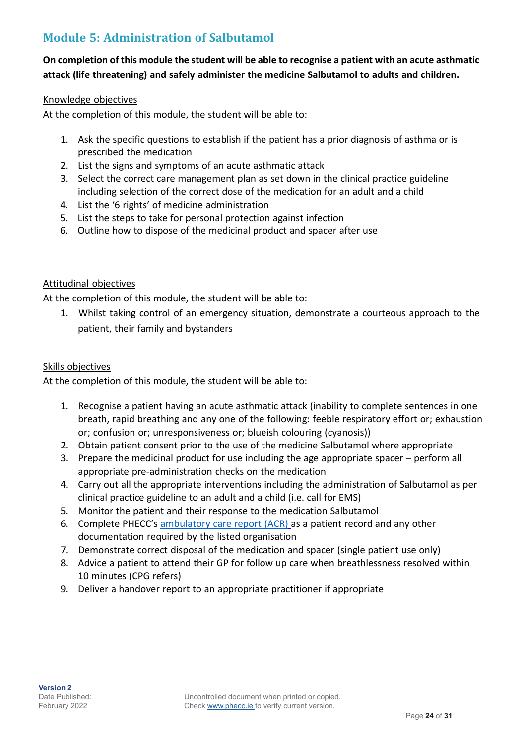## Module 5: Administration of Salbutamol

**On completion of this module the student will be able to recognise a patient with an acute asthmatic attack (life threatening) and safely administer the medicine Salbutamol to adults and children.**

Knowledge objectives

At the completion of this module, the student will be able to:

1. Ask the specific questions to establish if the patient has a prior diagnosis of asthma or is prescribed the medication
2. List the signs and symptoms of an acute asthmatic attack
3. Select the correct care management plan as set down in the clinical practice guideline including selection of the correct dose of the medication for an adult and a child
4. List the '6 rights' of medicine administration
5. List the steps to take for personal protection against infection
6. Outline how to dispose of the medicinal product and spacer after use

Attitudinal objectives

At the completion of this module, the student will be able to:

1. Whilst taking control of an emergency situation, demonstrate a courteous approach to the patient, their family and bystanders

Skills objectives

At the completion of this module, the student will be able to:

1. Recognise a patient having an acute asthmatic attack (inability to complete sentences in one breath, rapid breathing and any one of the following: feeble respiratory effort or; exhaustion or; confusion or; unresponsiveness or; blueish colouring (cyanosis))
2. Obtain patient consent prior to the use of the medicine Salbutamol where appropriate
3. Prepare the medicinal product for use including the age appropriate spacer – perform all appropriate pre-administration checks on the medication
4. Carry out all the appropriate interventions including the administration of Salbutamol as per clinical practice guideline to an adult and a child (i.e. call for EMS)
5. Monitor the patient and their response to the medication Salbutamol
6. Complete PHECC's ambulatory care report (ACR) as a patient record and any other documentation required by the listed organisation
7. Demonstrate correct disposal of the medication and spacer (single patient use only)
8. Advice a patient to attend their GP for follow up care when breathlessness resolved within 10 minutes (CPG refers)
9. Deliver a handover report to an appropriate practitioner if appropriate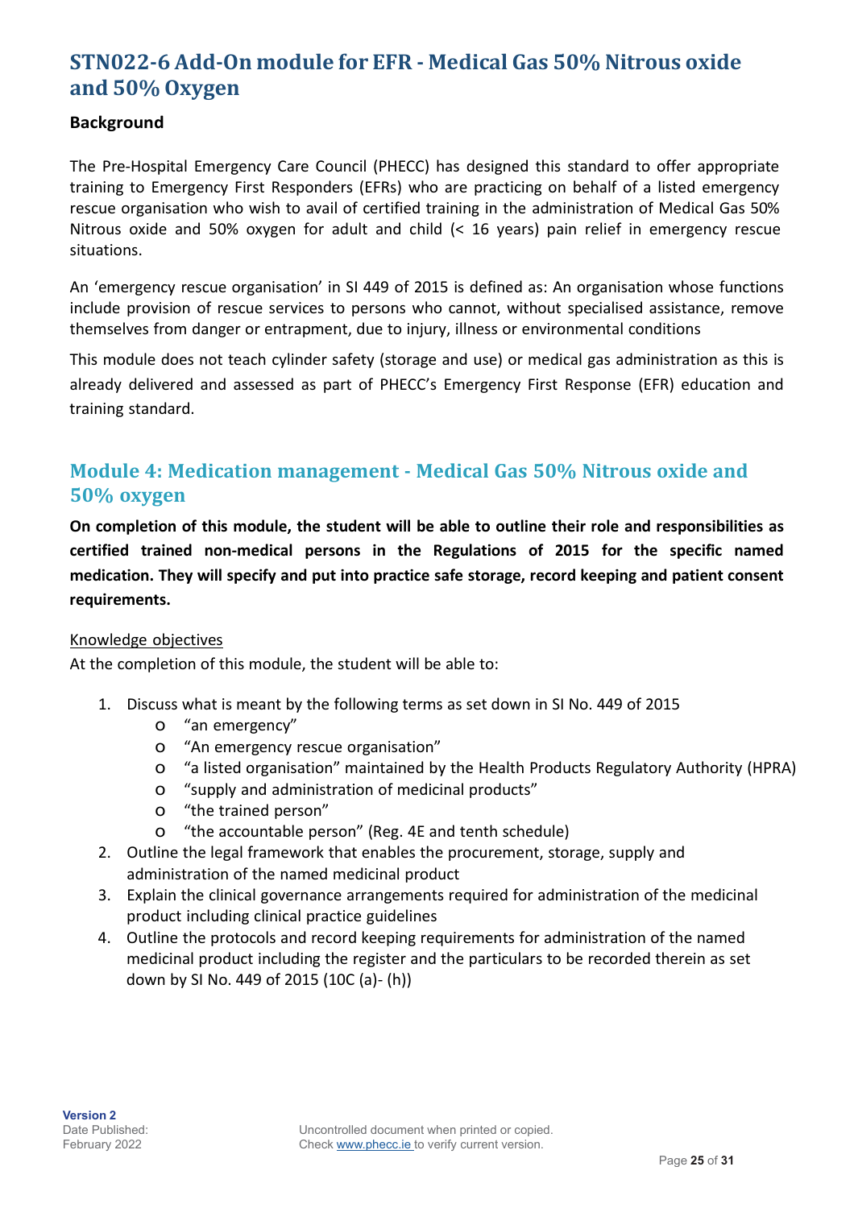# STN022-6 Add-On module for EFR - Medical Gas 50% Nitrous oxide and 50% Oxygen

### Background

The Pre-Hospital Emergency Care Council (PHECC) has designed this standard to offer appropriate training to Emergency First Responders (EFRs) who are practicing on behalf of a listed emergency rescue organisation who wish to avail of certified training in the administration of Medical Gas 50% Nitrous oxide and 50% oxygen for adult and child (< 16 years) pain relief in emergency rescue situations.

An 'emergency rescue organisation' in SI 449 of 2015 is defined as: An organisation whose functions include provision of rescue services to persons who cannot, without specialised assistance, remove themselves from danger or entrapment, due to injury, illness or environmental conditions

This module does not teach cylinder safety (storage and use) or medical gas administration as this is already delivered and assessed as part of PHECC's Emergency First Response (EFR) education and training standard.

## Module 4: Medication management - Medical Gas 50% Nitrous oxide and 50% oxygen

**On completion of this module, the student will be able to outline their role and responsibilities as certified trained non-medical persons in the Regulations of 2015 for the specific named medication. They will specify and put into practice safe storage, record keeping and patient consent requirements.**

Knowledge objectives

At the completion of this module, the student will be able to:

1. Discuss what is meant by the following terms as set down in SI No. 449 of 2015
   - "an emergency"
   - "An emergency rescue organisation"
   - "a listed organisation" maintained by the Health Products Regulatory Authority (HPRA)
   - "supply and administration of medicinal products"
   - "the trained person"
   - "the accountable person" (Reg. 4E and tenth schedule)
2. Outline the legal framework that enables the procurement, storage, supply and administration of the named medicinal product
3. Explain the clinical governance arrangements required for administration of the medicinal product including clinical practice guidelines
4. Outline the protocols and record keeping requirements for administration of the named medicinal product including the register and the particulars to be recorded therein as set down by SI No. 449 of 2015 (10C (a)- (h))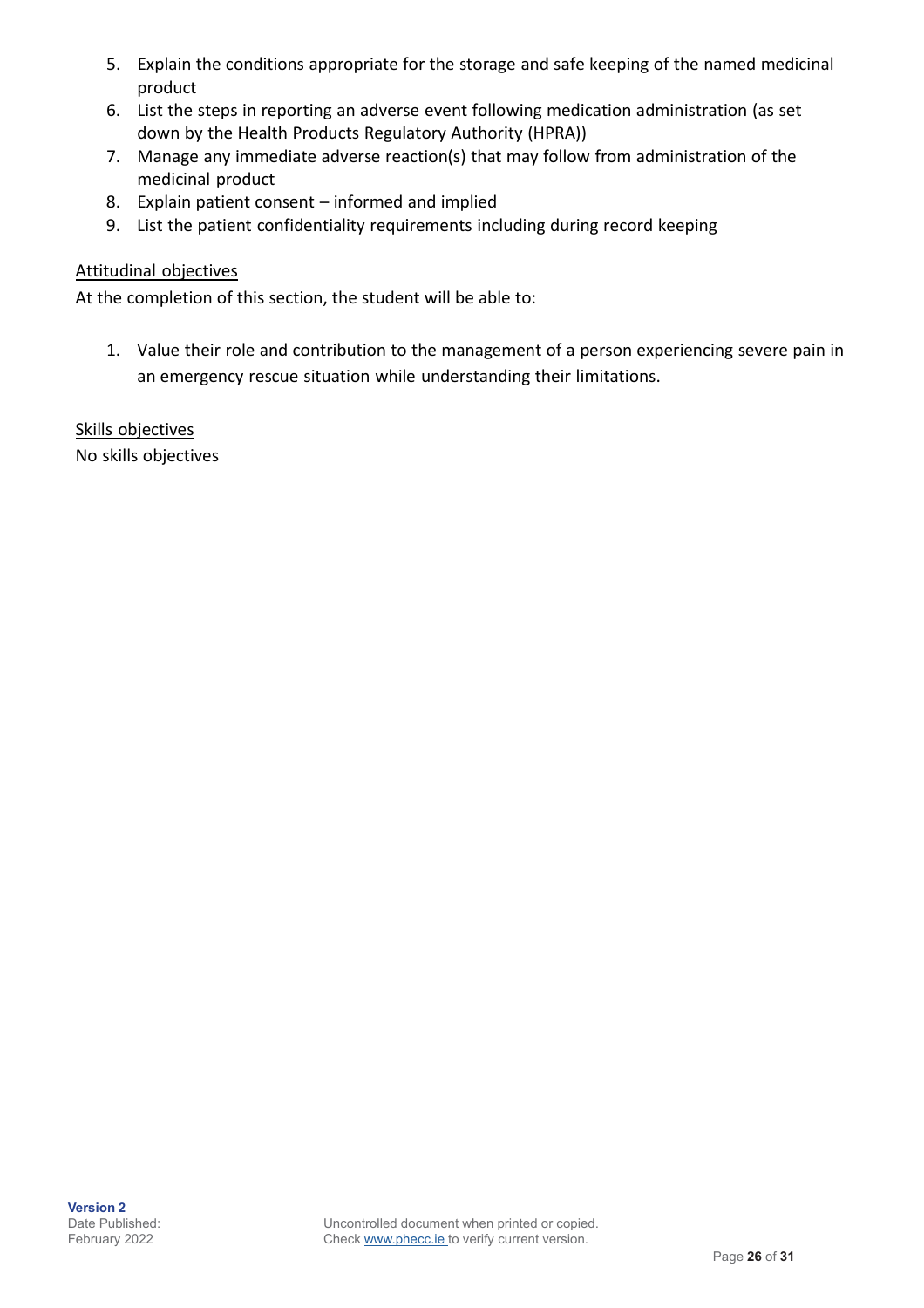5. Explain the conditions appropriate for the storage and safe keeping of the named medicinal product
6. List the steps in reporting an adverse event following medication administration (as set down by the Health Products Regulatory Authority (HPRA))
7. Manage any immediate adverse reaction(s) that may follow from administration of the medicinal product
8. Explain patient consent – informed and implied
9. List the patient confidentiality requirements including during record keeping

Attitudinal objectives

At the completion of this section, the student will be able to:

1. Value their role and contribution to the management of a person experiencing severe pain in an emergency rescue situation while understanding their limitations.

Skills objectives

No skills objectives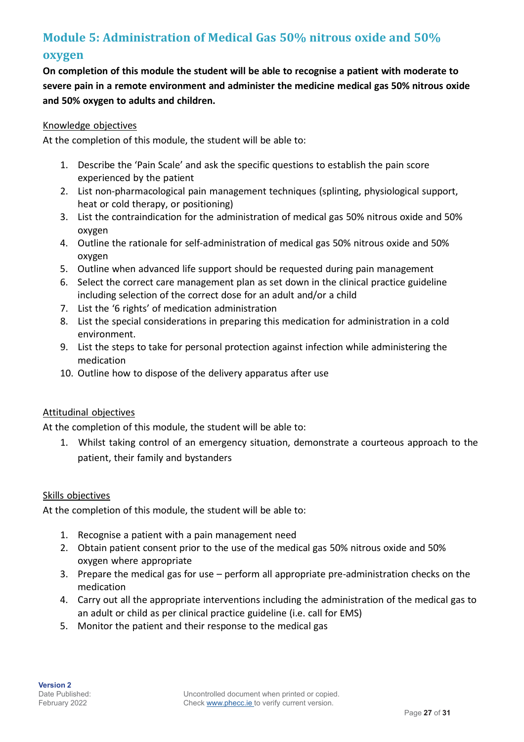## Module 5: Administration of Medical Gas 50% nitrous oxide and 50% oxygen

**On completion of this module the student will be able to recognise a patient with moderate to severe pain in a remote environment and administer the medicine medical gas 50% nitrous oxide and 50% oxygen to adults and children.**

Knowledge objectives

At the completion of this module, the student will be able to:

1. Describe the 'Pain Scale' and ask the specific questions to establish the pain score experienced by the patient
2. List non-pharmacological pain management techniques (splinting, physiological support, heat or cold therapy, or positioning)
3. List the contraindication for the administration of medical gas 50% nitrous oxide and 50% oxygen
4. Outline the rationale for self-administration of medical gas 50% nitrous oxide and 50% oxygen
5. Outline when advanced life support should be requested during pain management
6. Select the correct care management plan as set down in the clinical practice guideline including selection of the correct dose for an adult and/or a child
7. List the '6 rights' of medication administration
8. List the special considerations in preparing this medication for administration in a cold environment.
9. List the steps to take for personal protection against infection while administering the medication
10. Outline how to dispose of the delivery apparatus after use

Attitudinal objectives

At the completion of this module, the student will be able to:

1. Whilst taking control of an emergency situation, demonstrate a courteous approach to the patient, their family and bystanders

Skills objectives

At the completion of this module, the student will be able to:

1. Recognise a patient with a pain management need
2. Obtain patient consent prior to the use of the medical gas 50% nitrous oxide and 50% oxygen where appropriate
3. Prepare the medical gas for use – perform all appropriate pre-administration checks on the medication
4. Carry out all the appropriate interventions including the administration of the medical gas to an adult or child as per clinical practice guideline (i.e. call for EMS)
5. Monitor the patient and their response to the medical gas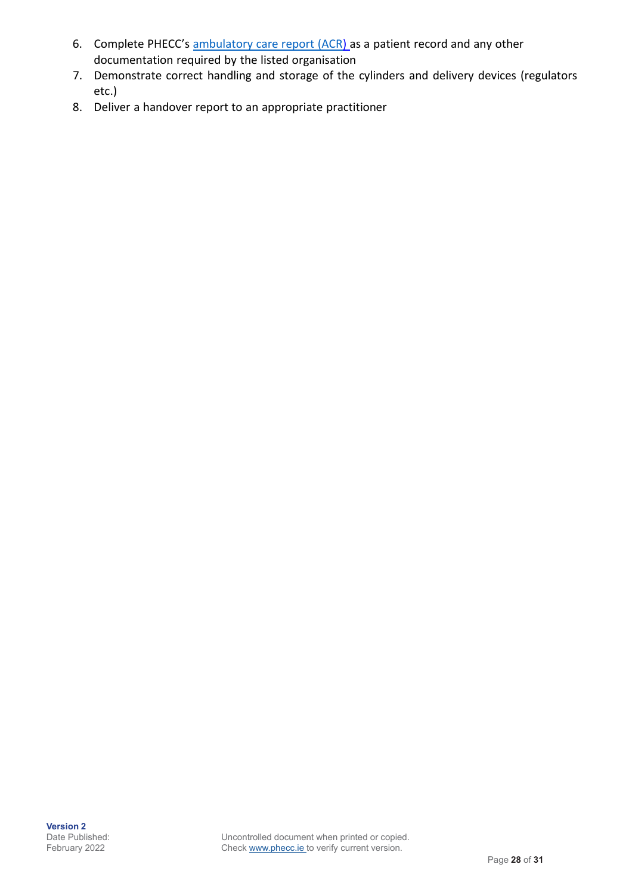6. Complete PHECC's [ambulatory care report (ACR)](#) as a patient record and any other documentation required by the listed organisation
7. Demonstrate correct handling and storage of the cylinders and delivery devices (regulators etc.)
8. Deliver a handover report to an appropriate practitioner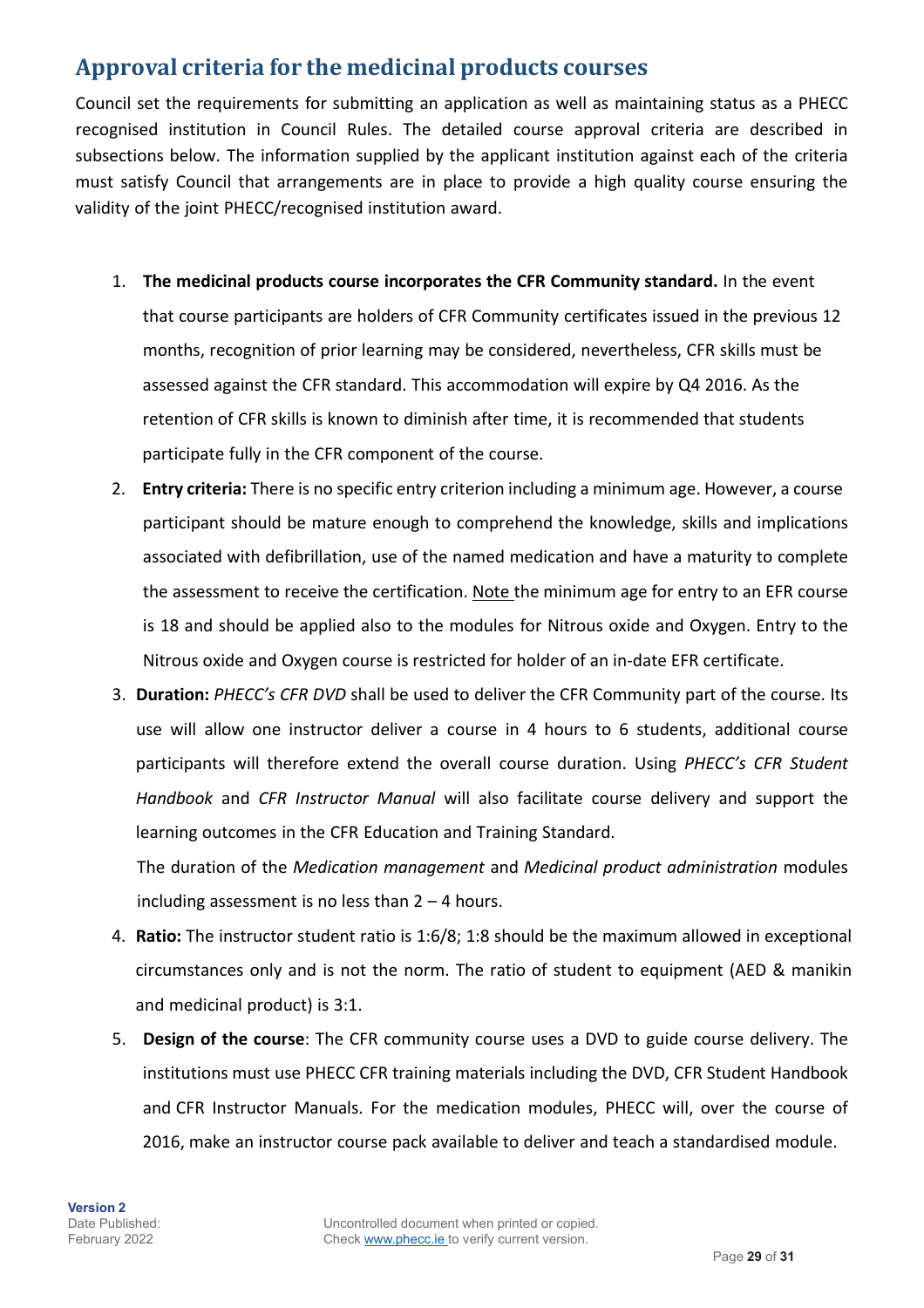## Approval criteria for the medicinal products courses

Council set the requirements for submitting an application as well as maintaining status as a PHECC recognised institution in Council Rules. The detailed course approval criteria are described in subsections below. The information supplied by the applicant institution against each of the criteria must satisfy Council that arrangements are in place to provide a high quality course ensuring the validity of the joint PHECC/recognised institution award.

1. **The medicinal products course incorporates the CFR Community standard.** In the event that course participants are holders of CFR Community certificates issued in the previous 12 months, recognition of prior learning may be considered, nevertheless, CFR skills must be assessed against the CFR standard. This accommodation will expire by Q4 2016. As the retention of CFR skills is known to diminish after time, it is recommended that students participate fully in the CFR component of the course.
2. **Entry criteria:** There is no specific entry criterion including a minimum age. However, a course participant should be mature enough to comprehend the knowledge, skills and implications associated with defibrillation, use of the named medication and have a maturity to complete the assessment to receive the certification. Note the minimum age for entry to an EFR course is 18 and should be applied also to the modules for Nitrous oxide and Oxygen. Entry to the Nitrous oxide and Oxygen course is restricted for holder of an in-date EFR certificate.
3. **Duration:** *PHECC's CFR DVD* shall be used to deliver the CFR Community part of the course. Its use will allow one instructor deliver a course in 4 hours to 6 students, additional course participants will therefore extend the overall course duration. Using *PHECC's CFR Student Handbook* and *CFR Instructor Manual* will also facilitate course delivery and support the learning outcomes in the CFR Education and Training Standard.

   The duration of the *Medication management* and *Medicinal product administration* modules including assessment is no less than 2 – 4 hours.
4. **Ratio:** The instructor student ratio is 1:6/8; 1:8 should be the maximum allowed in exceptional circumstances only and is not the norm. The ratio of student to equipment (AED & manikin and medicinal product) is 3:1.
5. **Design of the course**: The CFR community course uses a DVD to guide course delivery. The institutions must use PHECC CFR training materials including the DVD, CFR Student Handbook and CFR Instructor Manuals. For the medication modules, PHECC will, over the course of 2016, make an instructor course pack available to deliver and teach a standardised module.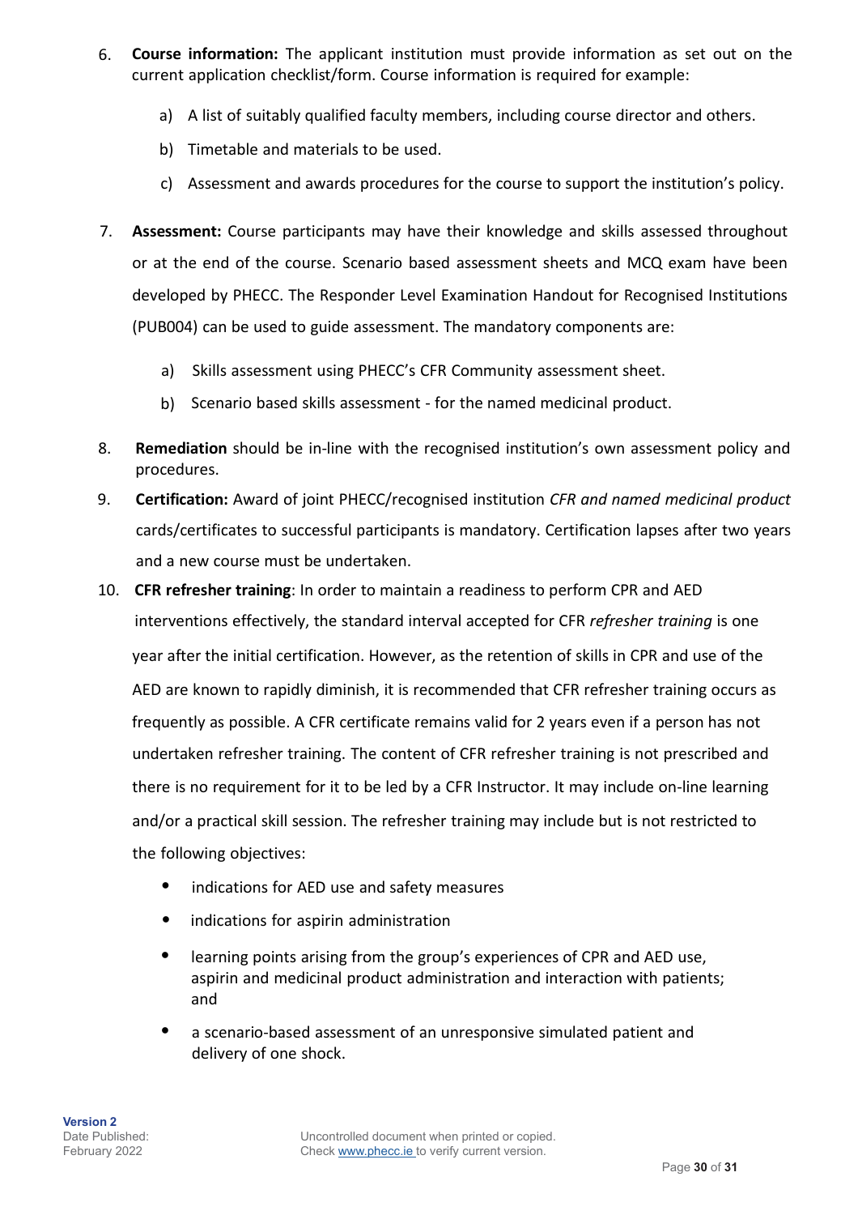6. **Course information:** The applicant institution must provide information as set out on the current application checklist/form. Course information is required for example:

   a) A list of suitably qualified faculty members, including course director and others.

   b) Timetable and materials to be used.

   c) Assessment and awards procedures for the course to support the institution's policy.

7. **Assessment:** Course participants may have their knowledge and skills assessed throughout or at the end of the course. Scenario based assessment sheets and MCQ exam have been developed by PHECC. The Responder Level Examination Handout for Recognised Institutions (PUB004) can be used to guide assessment. The mandatory components are:

   a) Skills assessment using PHECC's CFR Community assessment sheet.

   b) Scenario based skills assessment - for the named medicinal product.

8. **Remediation** should be in-line with the recognised institution's own assessment policy and procedures.

9. **Certification:** Award of joint PHECC/recognised institution *CFR and named medicinal product* cards/certificates to successful participants is mandatory. Certification lapses after two years and a new course must be undertaken.

10. **CFR refresher training**: In order to maintain a readiness to perform CPR and AED interventions effectively, the standard interval accepted for CFR *refresher training* is one year after the initial certification. However, as the retention of skills in CPR and use of the AED are known to rapidly diminish, it is recommended that CFR refresher training occurs as frequently as possible. A CFR certificate remains valid for 2 years even if a person has not undertaken refresher training. The content of CFR refresher training is not prescribed and there is no requirement for it to be led by a CFR Instructor. It may include on-line learning and/or a practical skill session. The refresher training may include but is not restricted to the following objectives:

    - indications for AED use and safety measures
    - indications for aspirin administration
    - learning points arising from the group's experiences of CPR and AED use, aspirin and medicinal product administration and interaction with patients; and
    - a scenario-based assessment of an unresponsive simulated patient and delivery of one shock.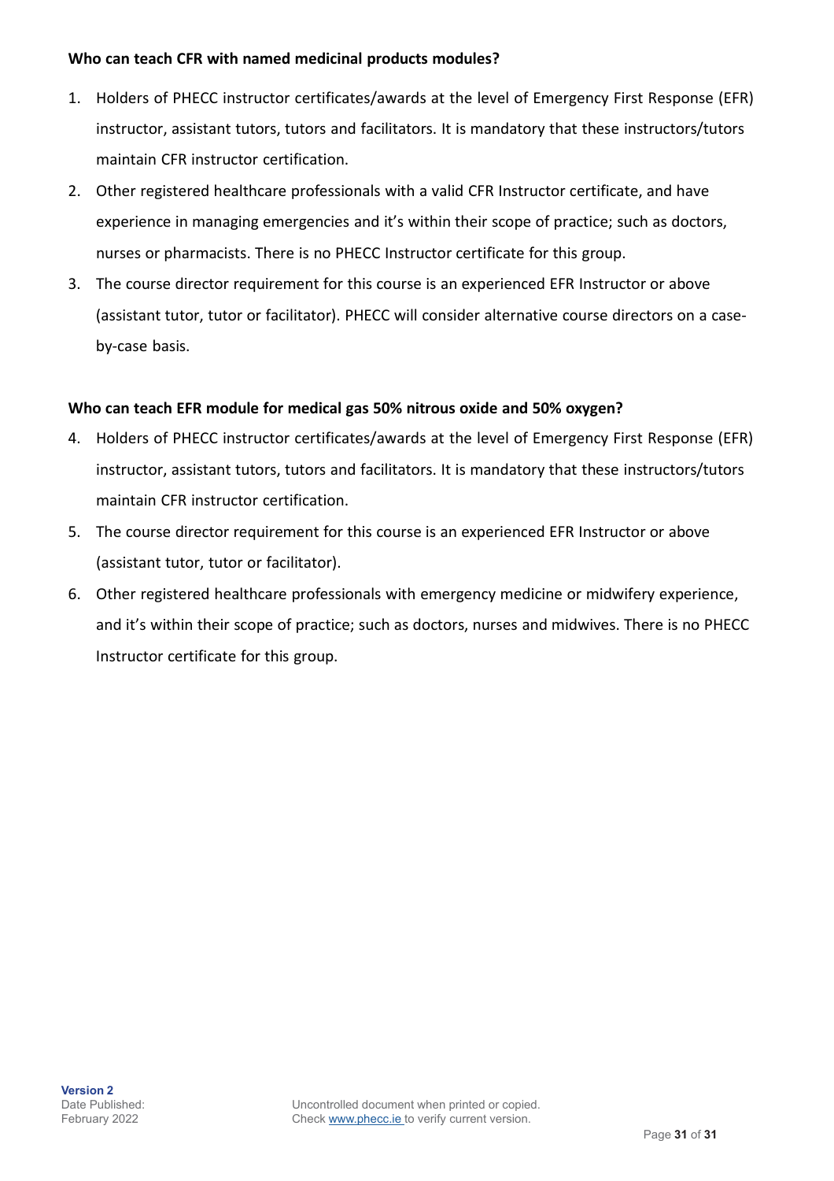**Who can teach CFR with named medicinal products modules?**

1. Holders of PHECC instructor certificates/awards at the level of Emergency First Response (EFR) instructor, assistant tutors, tutors and facilitators. It is mandatory that these instructors/tutors maintain CFR instructor certification.
2. Other registered healthcare professionals with a valid CFR Instructor certificate, and have experience in managing emergencies and it's within their scope of practice; such as doctors, nurses or pharmacists. There is no PHECC Instructor certificate for this group.
3. The course director requirement for this course is an experienced EFR Instructor or above (assistant tutor, tutor or facilitator). PHECC will consider alternative course directors on a case-by-case basis.

**Who can teach EFR module for medical gas 50% nitrous oxide and 50% oxygen?**

4. Holders of PHECC instructor certificates/awards at the level of Emergency First Response (EFR) instructor, assistant tutors, tutors and facilitators. It is mandatory that these instructors/tutors maintain CFR instructor certification.
5. The course director requirement for this course is an experienced EFR Instructor or above (assistant tutor, tutor or facilitator).
6. Other registered healthcare professionals with emergency medicine or midwifery experience, and it's within their scope of practice; such as doctors, nurses and midwives. There is no PHECC Instructor certificate for this group.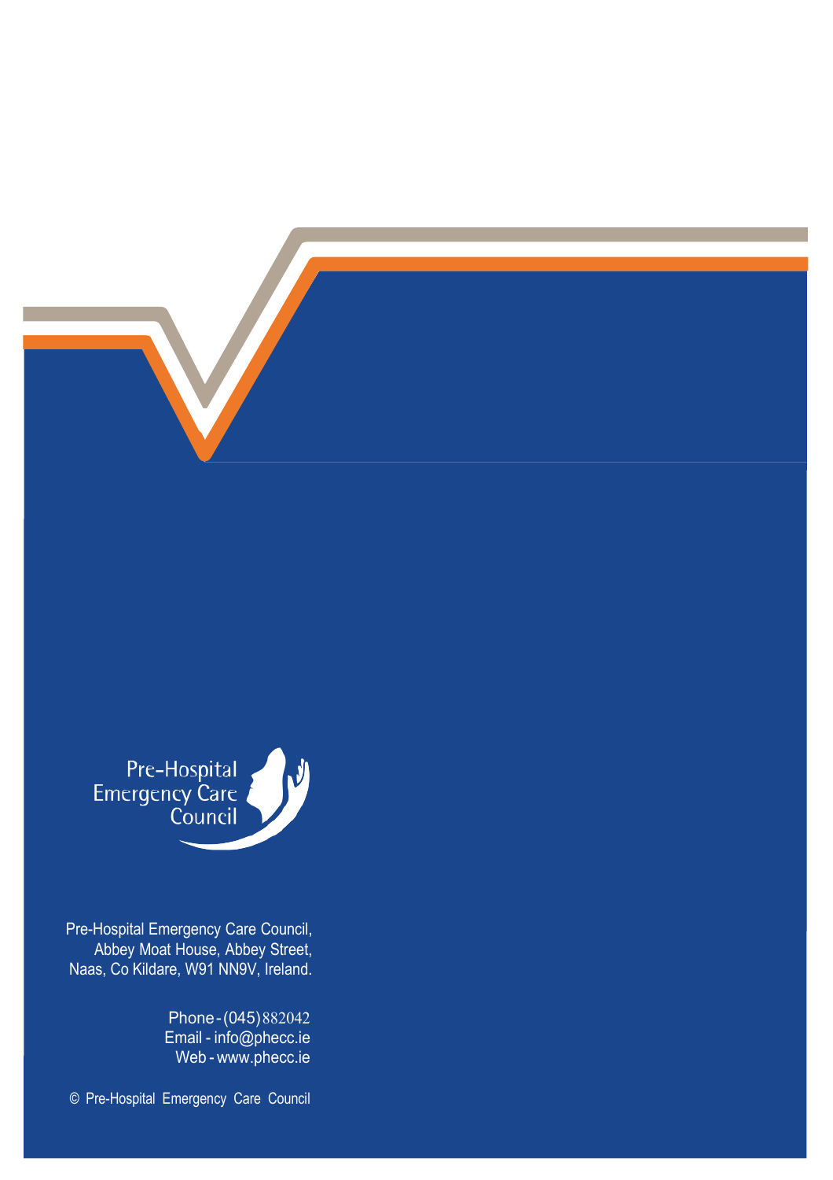Pre-Hospital
Emergency Care
Council

Pre-Hospital Emergency Care Council,
Abbey Moat House, Abbey Street,
Naas, Co Kildare, W91 NN9V, Ireland.

Phone - (045) 882042
Email - info@phecc.ie
Web - www.phecc.ie

© Pre-Hospital Emergency Care Council